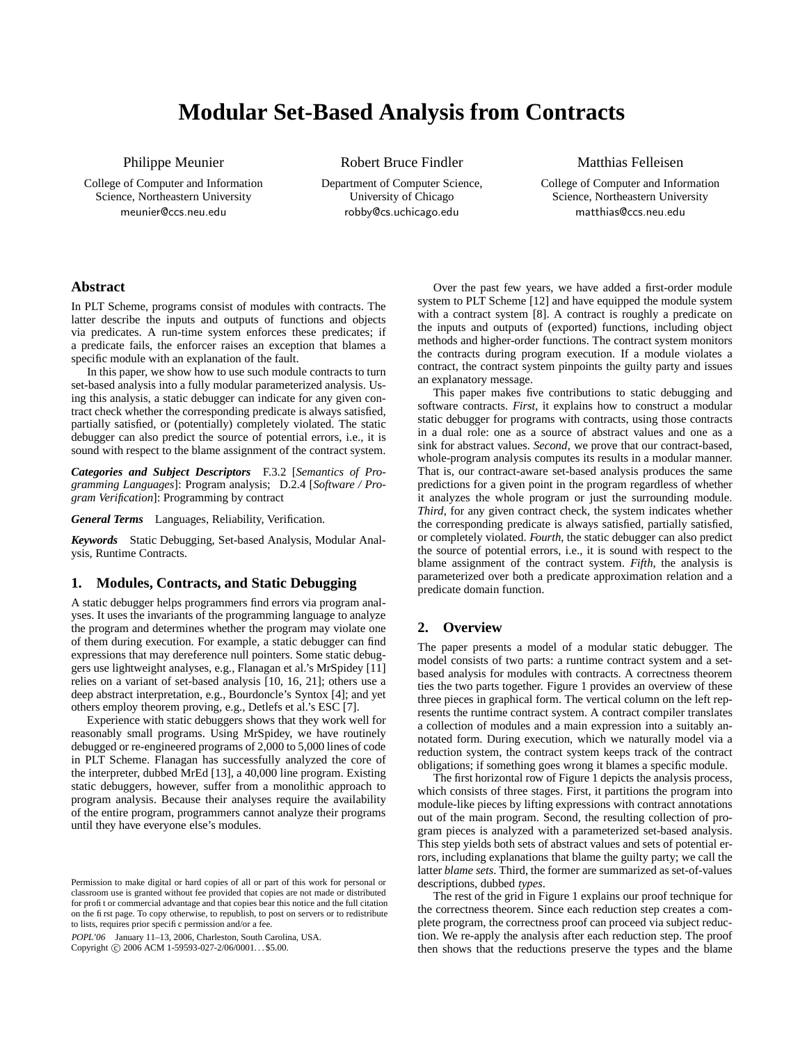# Modular Set-Based Analysis from Contracts

Philippe Meunier
College of Computer and Information Science, Northeastern University
meunier@ccs.neu.edu

Robert Bruce Findler
Department of Computer Science, University of Chicago
robby@cs.uchicago.edu

Matthias Felleisen
College of Computer and Information Science, Northeastern University
matthias@ccs.neu.edu

## Abstract

In PLT Scheme, programs consist of modules with contracts. The latter describe the inputs and outputs of functions and objects via predicates. A run-time system enforces these predicates; if a predicate fails, the enforcer raises an exception that blames a specific module with an explanation of the fault.

In this paper, we show how to use such module contracts to turn set-based analysis into a fully modular parameterized analysis. Using this analysis, a static debugger can indicate for any given contract check whether the corresponding predicate is always satisfied, partially satisfied, or (potentially) completely violated. The static debugger can also predict the source of potential errors, i.e., it is sound with respect to the blame assignment of the contract system.

***Categories and Subject Descriptors*** F.3.2 [*Semantics of Programming Languages*]: Program analysis; D.2.4 [*Software / Program Verification*]: Programming by contract

***General Terms*** Languages, Reliability, Verification.

***Keywords*** Static Debugging, Set-based Analysis, Modular Analysis, Runtime Contracts.

## 1. Modules, Contracts, and Static Debugging

A static debugger helps programmers find errors via program analyses. It uses the invariants of the programming language to analyze the program and determines whether the program may violate one of them during execution. For example, a static debugger can find expressions that may dereference null pointers. Some static debuggers use lightweight analyses, e.g., Flanagan et al.'s MrSpidey [11] relies on a variant of set-based analysis [10, 16, 21]; others use a deep abstract interpretation, e.g., Bourdoncle's Syntox [4]; and yet others employ theorem proving, e.g., Detlefs et al.'s ESC [7].

Experience with static debuggers shows that they work well for reasonably small programs. Using MrSpidey, we have routinely debugged or re-engineered programs of 2,000 to 5,000 lines of code in PLT Scheme. Flanagan has successfully analyzed the core of the interpreter, dubbed MrEd [13], a 40,000 line program. Existing static debuggers, however, suffer from a monolithic approach to program analysis. Because their analyses require the availability of the entire program, programmers cannot analyze their programs until they have everyone else's modules.

Over the past few years, we have added a first-order module system to PLT Scheme [12] and have equipped the module system with a contract system [8]. A contract is roughly a predicate on the inputs and outputs of (exported) functions, including object methods and higher-order functions. The contract system monitors the contracts during program execution. If a module violates a contract, the contract system pinpoints the guilty party and issues an explanatory message.

This paper makes five contributions to static debugging and software contracts. *First*, it explains how to construct a modular static debugger for programs with contracts, using those contracts in a dual role: one as a source of abstract values and one as a sink for abstract values. *Second*, we prove that our contract-based, whole-program analysis computes its results in a modular manner. That is, our contract-aware set-based analysis produces the same predictions for a given point in the program regardless of whether it analyzes the whole program or just the surrounding module. *Third*, for any given contract check, the system indicates whether the corresponding predicate is always satisfied, partially satisfied, or completely violated. *Fourth*, the static debugger can also predict the source of potential errors, i.e., it is sound with respect to the blame assignment of the contract system. *Fifth*, the analysis is parameterized over both a predicate approximation relation and a predicate domain function.

## 2. Overview

The paper presents a model of a modular static debugger. The model consists of two parts: a runtime contract system and a set-based analysis for modules with contracts. A correctness theorem ties the two parts together. Figure 1 provides an overview of these three pieces in graphical form. The vertical column on the left represents the runtime contract system. A contract compiler translates a collection of modules and a main expression into a suitably annotated form. During execution, which we naturally model via a reduction system, the contract system keeps track of the contract obligations; if something goes wrong it blames a specific module.

The first horizontal row of Figure 1 depicts the analysis process, which consists of three stages. First, it partitions the program into module-like pieces by lifting expressions with contract annotations out of the main program. Second, the resulting collection of program pieces is analyzed with a parameterized set-based analysis. This step yields both sets of abstract values and sets of potential errors, including explanations that blame the guilty party; we call the latter *blame sets*. Third, the former are summarized as set-of-values descriptions, dubbed *types*.

The rest of the grid in Figure 1 explains our proof technique for the correctness theorem. Since each reduction step creates a complete program, the correctness proof can proceed via subject reduction. We re-apply the analysis after each reduction step. The proof then shows that the reductions preserve the types and the blame

Permission to make digital or hard copies of all or part of this work for personal or classroom use is granted without fee provided that copies are not made or distributed for profit or commercial advantage and that copies bear this notice and the full citation on the first page. To copy otherwise, to republish, to post on servers or to redistribute to lists, requires prior specific permission and/or a fee.

*POPL'06* January 11–13, 2006, Charleston, South Carolina, USA.
Copyright © 2006 ACM 1-59593-027-2/06/0001...$5.00.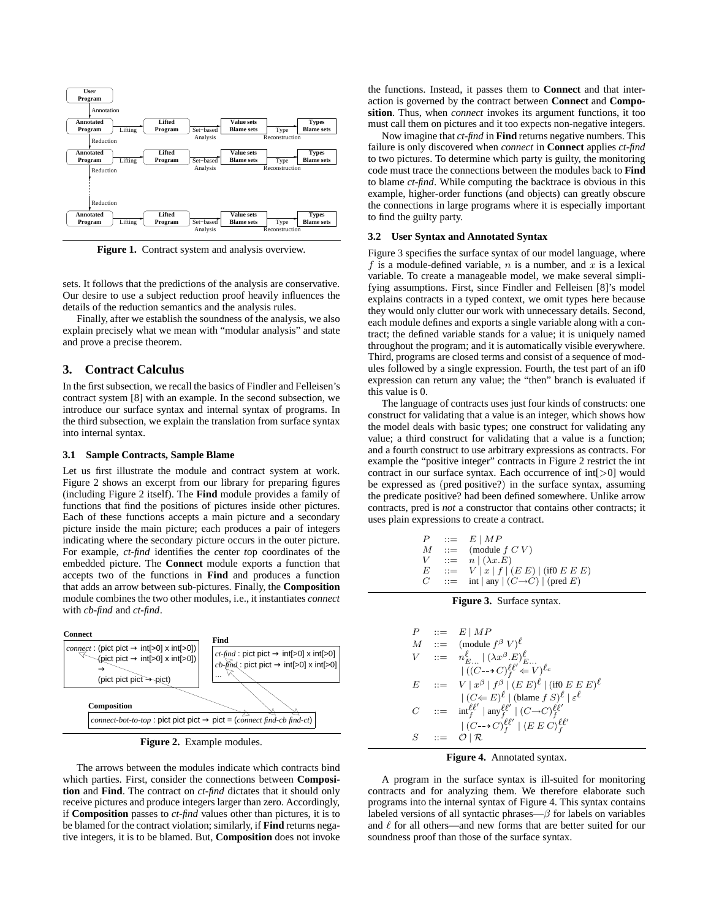**Figure 1.** Contract system and analysis overview.

sets. It follows that the predictions of the analysis are conservative. Our desire to use a subject reduction proof heavily influences the details of the reduction semantics and the analysis rules.

Finally, after we establish the soundness of the analysis, we also explain precisely what we mean with "modular analysis" and state and prove a precise theorem.

## 3. Contract Calculus

In the first subsection, we recall the basics of Findler and Felleisen's contract system [8] with an example. In the second subsection, we introduce our surface syntax and internal syntax of programs. In the third subsection, we explain the translation from surface syntax into internal syntax.

### 3.1 Sample Contracts, Sample Blame

Let us first illustrate the module and contract system at work. Figure 2 shows an excerpt from our library for preparing figures (including Figure 2 itself). The **Find** module provides a family of functions that find the positions of pictures inside other pictures. Each of these functions accepts a main picture and a secondary picture inside the main picture; each produces a pair of integers indicating where the secondary picture occurs in the outer picture. For example, *ct-find* identifies the *c*enter *t*op coordinates of the embedded picture. The **Connect** module exports a function that accepts two of the functions in **Find** and produces a function that adds an arrow between sub-pictures. Finally, the **Composition** module combines the two other modules, i.e., it instantiates *connect* with *cb-find* and *ct-find*.

**Figure 2.** Example modules.

The arrows between the modules indicate which contracts bind which parties. First, consider the connections between **Composition** and **Find**. The contract on *ct-find* dictates that it should only receive pictures and produce integers larger than zero. Accordingly, if **Composition** passes to *ct-find* values other than pictures, it is to be blamed for the contract violation; similarly, if **Find** returns negative integers, it is to be blamed. But, **Composition** does not invoke the functions. Instead, it passes them to **Connect** and that interaction is governed by the contract between **Connect** and **Composition**. Thus, when *connect* invokes its argument functions, it too must call them on pictures and it too expects non-negative integers.

Now imagine that *ct-find* in **Find** returns negative numbers. This failure is only discovered when *connect* in **Connect** applies *ct-find* to two pictures. To determine which party is guilty, the monitoring code must trace the connections between the modules back to **Find** to blame *ct-find*. While computing the backtrace is obvious in this example, higher-order functions (and objects) can greatly obscure the connections in large programs where it is especially important to find the guilty party.

### 3.2 User Syntax and Annotated Syntax

Figure 3 specifies the surface syntax of our model language, where $f$ is a module-defined variable, $n$ is a number, and $x$ is a lexical variable. To create a manageable model, we make several simplifying assumptions. First, since Findler and Felleisen [8]'s model explains contracts in a typed context, we omit types here because they would only clutter our work with unnecessary details. Second, each module defines and exports a single variable along with a contract; the defined variable stands for a value; it is uniquely named throughout the program; and it is automatically visible everywhere. Third, programs are closed terms and consist of a sequence of modules followed by a single expression. Fourth, the test part of an if0 expression can return any value; the "then" branch is evaluated if this value is 0.

The language of contracts uses just four kinds of constructs: one construct for validating that a value is an integer, which shows how the model deals with basic types; one construct for validating any value; a third construct for validating that a value is a function; and a fourth construct to use arbitrary expressions as contracts. For example the "positive integer" contracts in Figure 2 restrict the int contract in our surface syntax. Each occurrence of int[>0] would be expressed as (pred positive?) in the surface syntax, assuming the predicate positive? had been defined somewhere. Unlike arrow contracts, pred is *not* a constructor that contains other contracts; it uses plain expressions to create a contract.

$$
\begin{array}{lcl}
P & ::= & E \mid MP \\
M & ::= & (\text{module } f\ C\ V) \\
V & ::= & n \mid (\lambda x.E) \\
E & ::= & V \mid x \mid f \mid (E\ E) \mid (\text{if0 } E\ E\ E) \\
C & ::= & \text{int} \mid \text{any} \mid (C \rightarrow C) \mid (\text{pred } E)
\end{array}
$$

**Figure 3.** Surface syntax.

$$
\begin{array}{lcl}
P & ::= & E \mid MP \\
M & ::= & (\text{module } f^{\beta}\ V)^{\ell} \\
V & ::= & n^{\ell}_{E\ldots} \mid (\lambda x^{\beta}.E)^{\ell}_{E\ldots} \\
 & & \mid ((C \dashrightarrow C)^{\ell\ell'}_{f} \Leftarrow V)^{\ell_c} \\
E & ::= & V \mid x^{\beta} \mid f^{\beta} \mid (E\ E)^{\ell} \mid (\text{if0 } E\ E\ E)^{\ell} \\
 & & \mid (C \Leftarrow E)^{\ell} \mid (\text{blame } f\ S)^{\ell} \mid \varepsilon^{\ell} \\
C & ::= & \text{int}^{\ell\ell'}_{f} \mid \text{any}^{\ell\ell'}_{f} \mid (C \rightarrow C)^{\ell\ell'}_{f} \\
 & & \mid (C \dashrightarrow C)^{\ell\ell'}_{f} \mid \langle E\ E\ C \rangle^{\ell\ell'}_{f} \\
S & ::= & \mathcal{O} \mid \mathcal{R}
\end{array}
$$

**Figure 4.** Annotated syntax.

A program in the surface syntax is ill-suited for monitoring contracts and for analyzing them. We therefore elaborate such programs into the internal syntax of Figure 4. This syntax contains labeled versions of all syntactic phrases—$\beta$ for labels on variables and $\ell$ for all others—and new forms that are better suited for our soundness proof than those of the surface syntax.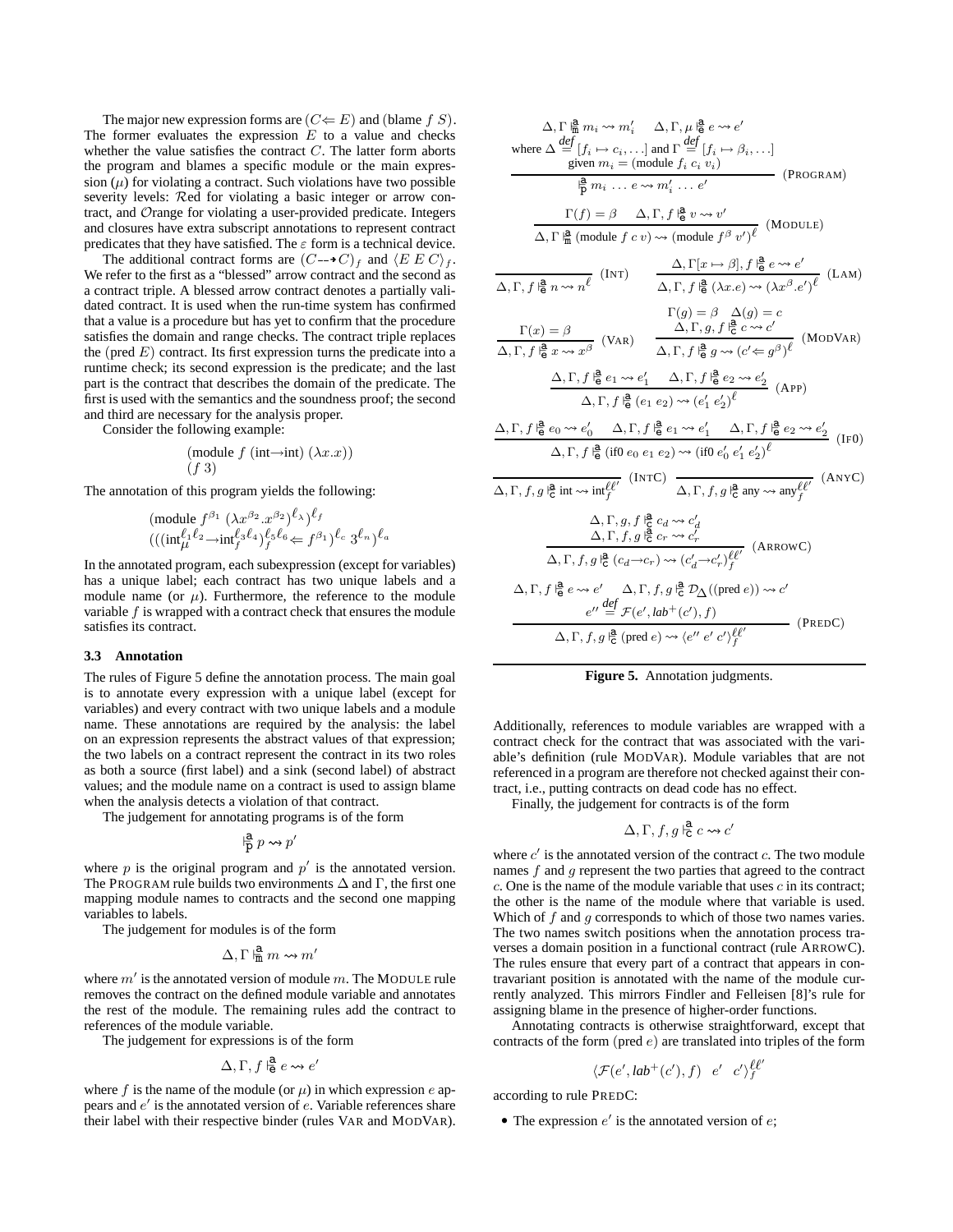The major new expression forms are $(C \Leftarrow E)$ and $(\text{blame}\ f\ S)$. The former evaluates the expression $E$ to a value and checks whether the value satisfies the contract $C$. The latter form aborts the program and blames a specific module or the main expression ($\mu$) for violating a contract. Such violations have two possible severity levels: $\mathcal{R}$ed for violating a basic integer or arrow contract, and $\mathcal{O}$range for violating a user-provided predicate. Integers and closures have extra subscript annotations to represent contract predicates that they have satisfied. The $\varepsilon$ form is a technical device.

The additional contract forms are $(C \dashrightarrow C)_f$ and $\langle E\ E\ C \rangle_f$. We refer to the first as a "blessed" arrow contract and the second as a contract triple. A blessed arrow contract denotes a partially validated contract. It is used when the run-time system has confirmed that a value is a procedure but has yet to confirm that the procedure satisfies the domain and range checks. The contract triple replaces the $(\text{pred}\ E)$ contract. Its first expression turns the predicate into a runtime check; its second expression is the predicate; and the last part is the contract that describes the domain of the predicate. The first is used with the semantics and the soundness proof; the second and third are necessary for the analysis proper.

Consider the following example:

$$\begin{array}{l}(\text{module}\ f\ (\text{int}{\rightarrow}\text{int})\ (\lambda x.x))\\ (f\ 3)\end{array}$$

The annotation of this program yields the following:

$$\begin{array}{l}(\text{module}\ f^{\beta_1}\ (\lambda x^{\beta_2}.x^{\beta_2})^{\ell_\lambda})^{\ell_f}\\ (((\text{int}_{\mu}^{\ell_1\ell_2}{\rightarrow}\text{int}_f^{\ell_3\ell_4})_f^{\ell_5\ell_6}{\Leftarrow}\ f^{\beta_1})^{\ell_c}\ 3^{\ell_n})^{\ell_a}\end{array}$$

In the annotated program, each subexpression (except for variables) has a unique label; each contract has two unique labels and a module name (or $\mu$). Furthermore, the reference to the module variable $f$ is wrapped with a contract check that ensures the module satisfies its contract.

### 3.3 Annotation

The rules of Figure 5 define the annotation process. The main goal is to annotate every expression with a unique label (except for variables) and every contract with two unique labels and a module name. These annotations are required by the analysis: the label on an expression represents the abstract values of that expression; the two labels on a contract represent the contract in its two roles as both a source (first label) and a sink (second label) of abstract values; and the module name on a contract is used to assign blame when the analysis detects a violation of that contract.

The judgement for annotating programs is of the form

$$\vdash^{\mathsf{a}}_{\mathsf{p}} p \rightsquigarrow p'$$

where $p$ is the original program and $p'$ is the annotated version. The PROGRAM rule builds two environments $\Delta$ and $\Gamma$, the first one mapping module names to contracts and the second one mapping variables to labels.

The judgement for modules is of the form

$$\Delta, \Gamma \vdash^{\mathsf{a}}_{\mathsf{m}} m \rightsquigarrow m'$$

where $m'$ is the annotated version of module $m$. The MODULE rule removes the contract on the defined module variable and annotates the rest of the module. The remaining rules add the contract to references of the module variable.

The judgement for expressions is of the form

$$\Delta, \Gamma, f \vdash^{\mathsf{a}}_{\mathsf{e}} e \rightsquigarrow e'$$

where $f$ is the name of the module (or $\mu$) in which expression $e$ appears and $e'$ is the annotated version of $e$. Variable references share their label with their respective binder (rules VAR and MODVAR).

$$\frac{\Delta, \Gamma \vdash^{\mathsf{a}}_{\mathsf{m}} m_i \rightsquigarrow m_i' \quad \Delta, \Gamma, \mu \vdash^{\mathsf{a}}_{\mathsf{e}} e \rightsquigarrow e' \quad \text{where } \Delta \overset{def}{=} [f_i \mapsto c_i, \ldots] \text{ and } \Gamma \overset{def}{=} [f_i \mapsto \beta_i, \ldots] \text{ given } m_i = (\text{module}\ f_i\ c_i\ v_i)}{\vdash^{\mathsf{a}}_{\mathsf{p}} m_i \ldots e \rightsquigarrow m_i' \ldots e'} \ (\text{PROGRAM})$$

$$\frac{\Gamma(f) = \beta \quad \Delta, \Gamma, f \vdash^{\mathsf{a}}_{\mathsf{e}} v \rightsquigarrow v'}{\Delta, \Gamma \vdash^{\mathsf{a}}_{\mathsf{m}} (\text{module}\ f\ c\ v) \rightsquigarrow (\text{module}\ f^{\beta}\ v')^{\ell}} \ (\text{MODULE})$$

$$\frac{}{\Delta, \Gamma, f \vdash^{\mathsf{a}}_{\mathsf{e}} n \rightsquigarrow n^{\ell}} \ (\text{INT}) \qquad \frac{\Delta, \Gamma[x \mapsto \beta], f \vdash^{\mathsf{a}}_{\mathsf{e}} e \rightsquigarrow e'}{\Delta, \Gamma, f \vdash^{\mathsf{a}}_{\mathsf{e}} (\lambda x.e) \rightsquigarrow (\lambda x^{\beta}.e')^{\ell}} \ (\text{LAM})$$

$$\frac{\Gamma(x) = \beta}{\Delta, \Gamma, f \vdash^{\mathsf{a}}_{\mathsf{e}} x \rightsquigarrow x^{\beta}} \ (\text{VAR}) \qquad \frac{\Gamma(g) = \beta \quad \Delta(g) = c \quad \Delta, \Gamma, g, f \vdash^{\mathsf{a}}_{\mathsf{c}} c \rightsquigarrow c'}{\Delta, \Gamma, f \vdash^{\mathsf{a}}_{\mathsf{e}} g \rightsquigarrow (c' \Leftarrow g^{\beta})^{\ell}} \ (\text{MODVAR})$$

$$\frac{\Delta, \Gamma, f \vdash^{\mathsf{a}}_{\mathsf{e}} e_1 \rightsquigarrow e_1' \quad \Delta, \Gamma, f \vdash^{\mathsf{a}}_{\mathsf{e}} e_2 \rightsquigarrow e_2'}{\Delta, \Gamma, f \vdash^{\mathsf{a}}_{\mathsf{e}} (e_1\ e_2) \rightsquigarrow (e_1'\ e_2')^{\ell}} \ (\text{APP})$$

$$\frac{\Delta, \Gamma, f \vdash^{\mathsf{a}}_{\mathsf{e}} e_0 \rightsquigarrow e_0' \quad \Delta, \Gamma, f \vdash^{\mathsf{a}}_{\mathsf{e}} e_1 \rightsquigarrow e_1' \quad \Delta, \Gamma, f \vdash^{\mathsf{a}}_{\mathsf{e}} e_2 \rightsquigarrow e_2'}{\Delta, \Gamma, f \vdash^{\mathsf{a}}_{\mathsf{e}} (\text{if0}\ e_0\ e_1\ e_2) \rightsquigarrow (\text{if0}\ e_0'\ e_1'\ e_2')^{\ell}} \ (\text{IF0})$$

$$\frac{}{\Delta, \Gamma, f, g \vdash^{\mathsf{a}}_{\mathsf{c}} \text{int} \rightsquigarrow \text{int}_f^{\ell\ell'}} \ (\text{INTC}) \qquad \frac{}{\Delta, \Gamma, f, g \vdash^{\mathsf{a}}_{\mathsf{c}} \text{any} \rightsquigarrow \text{any}_f^{\ell\ell'}} \ (\text{ANYC})$$

$$\frac{\Delta, \Gamma, g, f \vdash^{\mathsf{a}}_{\mathsf{c}} c_d \rightsquigarrow c_d' \quad \Delta, \Gamma, f, g \vdash^{\mathsf{a}}_{\mathsf{c}} c_r \rightsquigarrow c_r'}{\Delta, \Gamma, f, g \vdash^{\mathsf{a}}_{\mathsf{c}} (c_d{\rightarrow}c_r) \rightsquigarrow (c_d'{\rightarrow}c_r')_f^{\ell\ell'}} \ (\text{ARROWC})$$

$$\frac{\Delta, \Gamma, f \vdash^{\mathsf{a}}_{\mathsf{e}} e \rightsquigarrow e' \quad \Delta, \Gamma, f, g \vdash^{\mathsf{a}}_{\mathsf{c}} \mathcal{D}_{\Delta}((\text{pred}\ e)) \rightsquigarrow c' \quad e'' \overset{def}{=} \mathcal{F}(e', lab^{+}(c'), f)}{\Delta, \Gamma, f, g \vdash^{\mathsf{a}}_{\mathsf{c}} (\text{pred}\ e) \rightsquigarrow \langle e''\ e'\ c' \rangle_f^{\ell\ell'}} \ (\text{PREDC})$$

**Figure 5.** Annotation judgments.

Additionally, references to module variables are wrapped with a contract check for the contract that was associated with the variable's definition (rule MODVAR). Module variables that are not referenced in a program are therefore not checked against their contract, i.e., putting contracts on dead code has no effect.

Finally, the judgement for contracts is of the form

$$\Delta, \Gamma, f, g \vdash^{\mathsf{a}}_{\mathsf{c}} c \rightsquigarrow c'$$

where $c'$ is the annotated version of the contract $c$. The two module names $f$ and $g$ represent the two parties that agreed to the contract $c$. One is the name of the module variable that uses $c$ in its contract; the other is the name of the module where that variable is used. Which of $f$ and $g$ corresponds to which of those two names varies. The two names switch positions when the annotation process traverses a domain position in a functional contract (rule ARROWC). The rules ensure that every part of a contract that appears in contravariant position is annotated with the name of the module currently analyzed. This mirrors Findler and Felleisen [8]'s rule for assigning blame in the presence of higher-order functions.

Annotating contracts is otherwise straightforward, except that contracts of the form $(\text{pred}\ e)$ are translated into triples of the form

$$\langle \mathcal{F}(e', lab^{+}(c'), f)\quad e'\quad c' \rangle_f^{\ell\ell'}$$

according to rule PREDC:

- The expression $e'$ is the annotated version of $e$;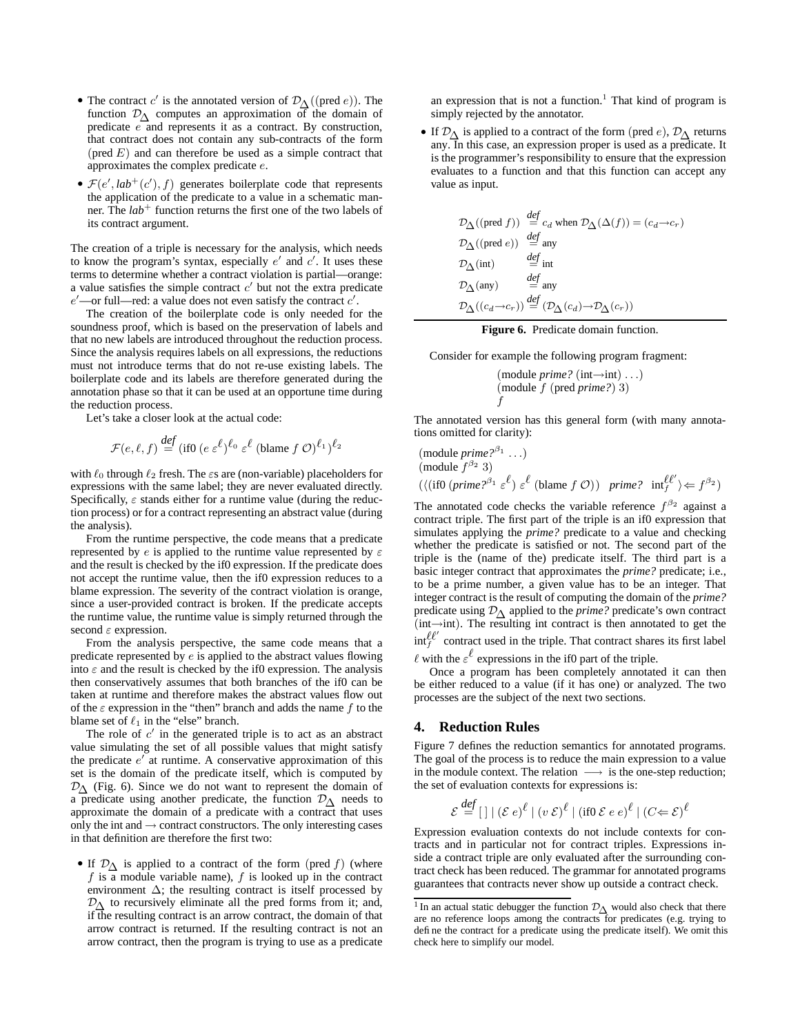- The contract $c'$ is the annotated version of $\mathcal{D}_\Delta((\text{pred } e))$. The function $\mathcal{D}_\Delta$ computes an approximation of the domain of predicate $e$ and represents it as a contract. By construction, that contract does not contain any sub-contracts of the form $(\text{pred } E)$ and can therefore be used as a simple contract that approximates the complex predicate $e$.
- $\mathcal{F}(e', \mathit{lab}^+(c'), f)$ generates boilerplate code that represents the application of the predicate to a value in a schematic manner. The $\mathit{lab}^+$ function returns the first one of the two labels of its contract argument.

The creation of a triple is necessary for the analysis, which needs to know the program's syntax, especially $e'$ and $c'$. It uses these terms to determine whether a contract violation is partial—orange: a value satisfies the simple contract $c'$ but not the extra predicate $e'$—or full—red: a value does not even satisfy the contract $c'$.

The creation of the boilerplate code is only needed for the soundness proof, which is based on the preservation of labels and that no new labels are introduced throughout the reduction process. Since the analysis requires labels on all expressions, the reductions must not introduce terms that do not re-use existing labels. The boilerplate code and its labels are therefore generated during the annotation phase so that it can be used at an opportune time during the reduction process.

Let's take a closer look at the actual code:

$$\mathcal{F}(e, \ell, f) \stackrel{\mathit{def}}{=} (\text{if0 } (e\ \varepsilon^{\ell})^{\ell_0}\ \varepsilon^{\ell}\ (\text{blame } f\ \mathcal{O})^{\ell_1})^{\ell_2}$$

with $\ell_0$ through $\ell_2$ fresh. The $\varepsilon$s are (non-variable) placeholders for expressions with the same label; they are never evaluated directly. Specifically, $\varepsilon$ stands either for a runtime value (during the reduction process) or for a contract representing an abstract value (during the analysis).

From the runtime perspective, the code means that a predicate represented by $e$ is applied to the runtime value represented by $\varepsilon$ and the result is checked by the if0 expression. If the predicate does not accept the runtime value, then the if0 expression reduces to a blame expression. The severity of the contract violation is orange, since a user-provided contract is broken. If the predicate accepts the runtime value, the runtime value is simply returned through the second $\varepsilon$ expression.

From the analysis perspective, the same code means that a predicate represented by $e$ is applied to the abstract values flowing into $\varepsilon$ and the result is checked by the if0 expression. The analysis then conservatively assumes that both branches of the if0 can be taken at runtime and therefore makes the abstract values flow out of the $\varepsilon$ expression in the "then" branch and adds the name $f$ to the blame set of $\ell_1$ in the "else" branch.

The role of $c'$ in the generated triple is to act as an abstract value simulating the set of all possible values that might satisfy the predicate $e'$ at runtime. A conservative approximation of this set is the domain of the predicate itself, which is computed by $\mathcal{D}_\Delta$ (Fig. 6). Since we do not want to represent the domain of a predicate using another predicate, the function $\mathcal{D}_\Delta$ needs to approximate the domain of a predicate with a contract that uses only the int and $\rightarrow$ contract constructors. The only interesting cases in that definition are therefore the first two:

- If $\mathcal{D}_\Delta$ is applied to a contract of the form $(\text{pred } f)$ (where $f$ is a module variable name), $f$ is looked up in the contract environment $\Delta$; the resulting contract is itself processed by $\mathcal{D}_\Delta$ to recursively eliminate all the pred forms from it; and, if the resulting contract is an arrow contract, the domain of that arrow contract is returned. If the resulting contract is not an arrow contract, then the program is trying to use as a predicate an expression that is not a function.[1] That kind of program is simply rejected by the annotator.
- If $\mathcal{D}_\Delta$ is applied to a contract of the form $(\text{pred } e)$, $\mathcal{D}_\Delta$ returns any. In this case, an expression proper is used as a predicate. It is the programmer's responsibility to ensure that the expression evaluates to a function and that this function can accept any value as input.

$$
\begin{aligned}
\mathcal{D}_\Delta((\text{pred } f)) &\stackrel{\mathit{def}}{=} c_d \text{ when } \mathcal{D}_\Delta(\Delta(f)) = (c_d \rightarrow c_r) \\
\mathcal{D}_\Delta((\text{pred } e)) &\stackrel{\mathit{def}}{=} \text{any} \\
\mathcal{D}_\Delta(\text{int}) &\stackrel{\mathit{def}}{=} \text{int} \\
\mathcal{D}_\Delta(\text{any}) &\stackrel{\mathit{def}}{=} \text{any} \\
\mathcal{D}_\Delta((c_d \rightarrow c_r)) &\stackrel{\mathit{def}}{=} (\mathcal{D}_\Delta(c_d) \rightarrow \mathcal{D}_\Delta(c_r))
\end{aligned}
$$

**Figure 6.** Predicate domain function.

Consider for example the following program fragment:

$$
\begin{aligned}
&(\text{module } \mathit{prime?}\ (\text{int} \rightarrow \text{int})\ \ldots) \\
&(\text{module } f\ (\text{pred } \mathit{prime?})\ 3) \\
&f
\end{aligned}
$$

The annotated version has this general form (with many annotations omitted for clarity):

$$
\begin{aligned}
&(\text{module } \mathit{prime?}^{\beta_1}\ \ldots) \\
&(\text{module } f^{\beta_2}\ 3) \\
&(\langle(\text{if0 } (\mathit{prime?}^{\beta_1}\ \varepsilon^{\ell})\ \varepsilon^{\ell}\ (\text{blame } f\ \mathcal{O}))\quad \mathit{prime?}\quad \text{int}_f^{\ell\ell'}\rangle \Leftarrow f^{\beta_2})
\end{aligned}
$$

The annotated code checks the variable reference $f^{\beta_2}$ against a contract triple. The first part of the triple is an if0 expression that simulates applying the *prime?* predicate to a value and checking whether the predicate is satisfied or not. The second part of the triple is the (name of the) predicate itself. The third part is a basic integer contract that approximates the *prime?* predicate; i.e., to be a prime number, a given value has to be an integer. That integer contract is the result of computing the domain of the *prime?* predicate using $\mathcal{D}_\Delta$ applied to the *prime?* predicate's own contract $(\text{int} \rightarrow \text{int})$. The resulting int contract is then annotated to get the $\text{int}_f^{\ell\ell'}$ contract used in the triple. That contract shares its first label $\ell$ with the $\varepsilon^{\ell}$ expressions in the if0 part of the triple.

Once a program has been completely annotated it can then be either reduced to a value (if it has one) or analyzed. The two processes are the subject of the next two sections.

## 4. Reduction Rules

Figure 7 defines the reduction semantics for annotated programs. The goal of the process is to reduce the main expression to a value in the module context. The relation $\longrightarrow$ is the one-step reduction; the set of evaluation contexts for expressions is:

$$\mathcal{E} \stackrel{\mathit{def}}{=} [\,]\ |\ (\mathcal{E}\ e)^{\ell}\ |\ (v\ \mathcal{E})^{\ell}\ |\ (\text{if0 } \mathcal{E}\ e\ e)^{\ell}\ |\ (C \Leftarrow \mathcal{E})^{\ell}$$

Expression evaluation contexts do not include contexts for contracts and in particular not for contract triples. Expressions inside a contract triple are only evaluated after the surrounding contract check has been reduced. The grammar for annotated programs guarantees that contracts never show up outside a contract check.

[1] In an actual static debugger the function $\mathcal{D}_\Delta$ would also check that there are no reference loops among the contracts for predicates (e.g. trying to define the contract for a predicate using the predicate itself). We omit this check here to simplify our model.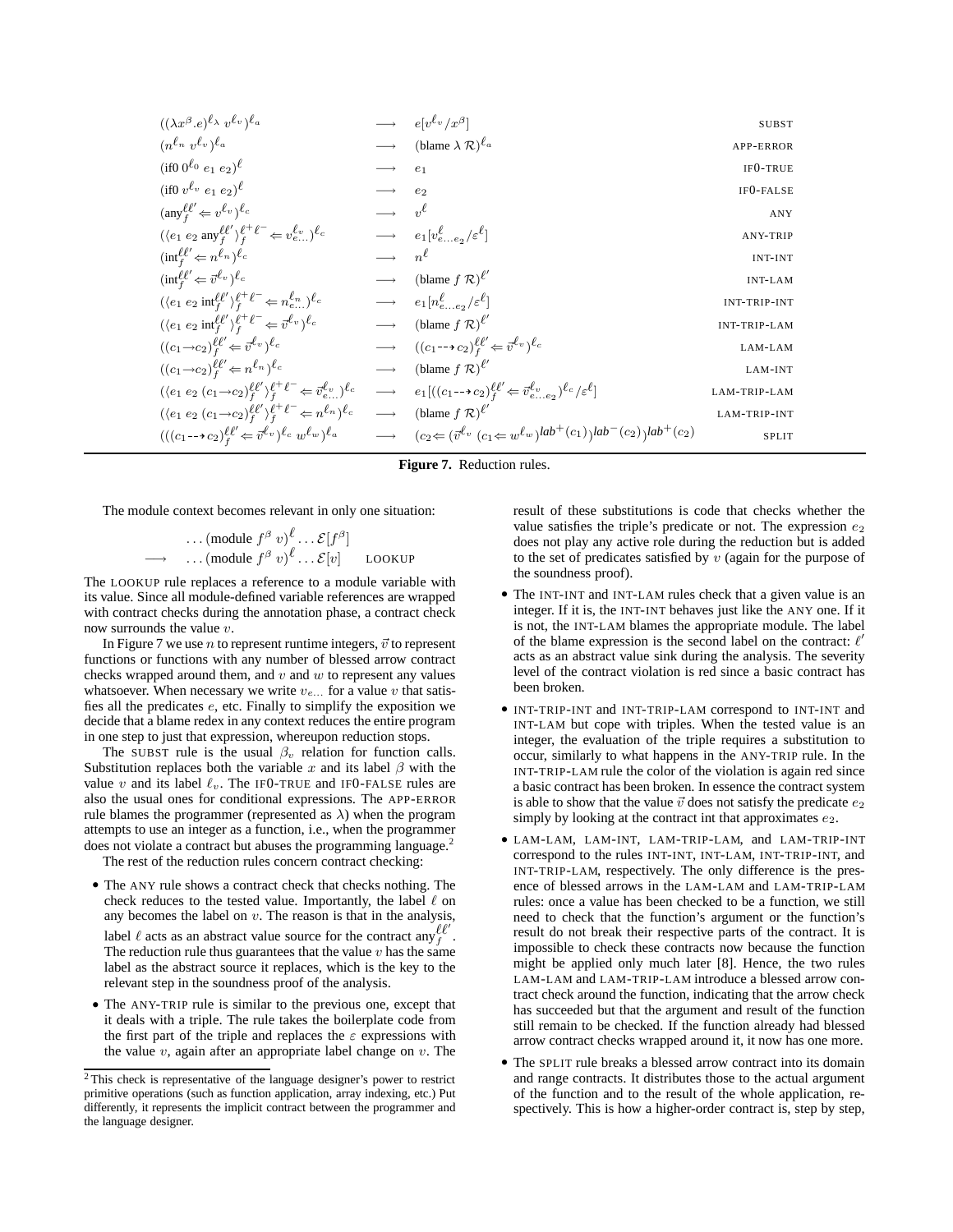$$
\begin{array}{lcll}
((\lambda x^{\beta}.e)^{\ell_\lambda}\ v^{\ell_v})^{\ell_a} & \longrightarrow & e[v^{\ell_v}/x^{\beta}] & \text{SUBST} \\
(n^{\ell_n}\ v^{\ell_v})^{\ell_a} & \longrightarrow & (\text{blame}\ \lambda\ \mathcal{R})^{\ell_a} & \text{APP-ERROR} \\
(\text{if0}\ 0^{\ell_0}\ e_1\ e_2)^{\ell} & \longrightarrow & e_1 & \text{IF0-TRUE} \\
(\text{if0}\ v^{\ell_v}\ e_1\ e_2)^{\ell} & \longrightarrow & e_2 & \text{IF0-FALSE} \\
(\text{any}_f^{\ell\ell'} \Leftarrow v^{\ell_v})^{\ell_c} & \longrightarrow & v^{\ell} & \text{ANY} \\
(\langle e_1\ e_2\ \text{any}_f^{\ell\ell'}\rangle_f^{\ell^+\ell^-} \Leftarrow v_{e\ldots}^{\ell_v})^{\ell_c} & \longrightarrow & e_1[v_{e\ldots e_2}^{\ell}/\varepsilon^{\ell}] & \text{ANY-TRIP} \\
(\text{int}_f^{\ell\ell'} \Leftarrow n^{\ell_n})^{\ell_c} & \longrightarrow & n^{\ell} & \text{INT-INT} \\
(\text{int}_f^{\ell\ell'} \Leftarrow \vec{v}^{\ell_v})^{\ell_c} & \longrightarrow & (\text{blame}\ f\ \mathcal{R})^{\ell'} & \text{INT-LAM} \\
(\langle e_1\ e_2\ \text{int}_f^{\ell\ell'}\rangle_f^{\ell^+\ell^-} \Leftarrow n_{e\ldots}^{\ell_n})^{\ell_c} & \longrightarrow & e_1[n_{e\ldots e_2}^{\ell}/\varepsilon^{\ell}] & \text{INT-TRIP-INT} \\
(\langle e_1\ e_2\ \text{int}_f^{\ell\ell'}\rangle_f^{\ell^+\ell^-} \Leftarrow \vec{v}^{\ell_v})^{\ell_c} & \longrightarrow & (\text{blame}\ f\ \mathcal{R})^{\ell'} & \text{INT-TRIP-LAM} \\
((c_1 \rightarrow c_2)_f^{\ell\ell'} \Leftarrow \vec{v}^{\ell_v})^{\ell_c} & \longrightarrow & ((c_1 \dashrightarrow c_2)_f^{\ell\ell'} \Leftarrow \vec{v}^{\ell_v})^{\ell_c} & \text{LAM-LAM} \\
((c_1 \rightarrow c_2)_f^{\ell\ell'} \Leftarrow n^{\ell_n})^{\ell_c} & \longrightarrow & (\text{blame}\ f\ \mathcal{R})^{\ell'} & \text{LAM-INT} \\
(\langle e_1\ e_2\ (c_1 \rightarrow c_2)_f^{\ell\ell'}\rangle_f^{\ell^+\ell^-} \Leftarrow \vec{v}_{e\ldots}^{\ell_v})^{\ell_c} & \longrightarrow & e_1[((c_1 \dashrightarrow c_2)_f^{\ell\ell'} \Leftarrow \vec{v}_{e\ldots e_2}^{\ell_v})^{\ell_c}/\varepsilon^{\ell}] & \text{LAM-TRIP-LAM} \\
(\langle e_1\ e_2\ (c_1 \rightarrow c_2)_f^{\ell\ell'}\rangle_f^{\ell^+\ell^-} \Leftarrow n^{\ell_n})^{\ell_c} & \longrightarrow & (\text{blame}\ f\ \mathcal{R})^{\ell'} & \text{LAM-TRIP-INT} \\
(((c_1 \dashrightarrow c_2)_f^{\ell\ell'} \Leftarrow \vec{v}^{\ell_v})^{\ell_c}\ w^{\ell_w})^{\ell_a} & \longrightarrow & (c_2 \Leftarrow (\vec{v}^{\ell_v}\ (c_1 \Leftarrow w^{\ell_w})^{lab^+(c_1)})^{lab^-(c_2)})^{lab^+(c_2)} & \text{SPLIT}
\end{array}
$$

**Figure 7.** Reduction rules.

The module context becomes relevant in only one situation:

$$
\begin{array}{ll}
& \ldots(\text{module}\ f^{\beta}\ v)^{\ell}\ldots\mathcal{E}[f^{\beta}] \\
\longrightarrow & \ldots(\text{module}\ f^{\beta}\ v)^{\ell}\ldots\mathcal{E}[v] \quad \text{LOOKUP}
\end{array}
$$

The LOOKUP rule replaces a reference to a module variable with its value. Since all module-defined variable references are wrapped with contract checks during the annotation phase, a contract check now surrounds the value $v$.

In Figure 7 we use $n$ to represent runtime integers, $\vec{v}$ to represent functions or functions with any number of blessed arrow contract checks wrapped around them, and $v$ and $w$ to represent any values whatsoever. When necessary we write $v_{e\ldots}$ for a value $v$ that satisfies all the predicates $e$, etc. Finally to simplify the exposition we decide that a blame redex in any context reduces the entire program in one step to just that expression, whereupon reduction stops.

The SUBST rule is the usual $\beta_v$ relation for function calls. Substitution replaces both the variable $x$ and its label $\beta$ with the value $v$ and its label $\ell_v$. The IF0-TRUE and IF0-FALSE rules are also the usual ones for conditional expressions. The APP-ERROR rule blames the programmer (represented as $\lambda$) when the program attempts to use an integer as a function, i.e., when the programmer does not violate a contract but abuses the programming language.[2]

The rest of the reduction rules concern contract checking:

- The ANY rule shows a contract check that checks nothing. The check reduces to the tested value. Importantly, the label $\ell$ on any becomes the label on $v$. The reason is that in the analysis, label $\ell$ acts as an abstract value source for the contract $\text{any}_f^{\ell\ell'}$. The reduction rule thus guarantees that the value $v$ has the same label as the abstract source it replaces, which is the key to the relevant step in the soundness proof of the analysis.
- The ANY-TRIP rule is similar to the previous one, except that it deals with a triple. The rule takes the boilerplate code from the first part of the triple and replaces the $\varepsilon$ expressions with the value $v$, again after an appropriate label change on $v$. The result of these substitutions is code that checks whether the value satisfies the triple's predicate or not. The expression $e_2$ does not play any active role during the reduction but is added to the set of predicates satisfied by $v$ (again for the purpose of the soundness proof).
- The INT-INT and INT-LAM rules check that a given value is an integer. If it is, the INT-INT behaves just like the ANY one. If it is not, the INT-LAM blames the appropriate module. The label of the blame expression is the second label on the contract: $\ell'$ acts as an abstract value sink during the analysis. The severity level of the contract violation is red since a basic contract has been broken.
- INT-TRIP-INT and INT-TRIP-LAM correspond to INT-INT and INT-LAM but cope with triples. When the tested value is an integer, the evaluation of the triple requires a substitution to occur, similarly to what happens in the ANY-TRIP rule. In the INT-TRIP-LAM rule the color of the violation is again red since a basic contract has been broken. In essence the contract system is able to show that the value $\vec{v}$ does not satisfy the predicate $e_2$ simply by looking at the contract int that approximates $e_2$.
- LAM-LAM, LAM-INT, LAM-TRIP-LAM, and LAM-TRIP-INT correspond to the rules INT-INT, INT-LAM, INT-TRIP-INT, and INT-TRIP-LAM, respectively. The only difference is the presence of blessed arrows in the LAM-LAM and LAM-TRIP-LAM rules: once a value has been checked to be a function, we still need to check that the function's argument or the function's result do not break their respective parts of the contract. It is impossible to check these contracts now because the function might be applied only much later [8]. Hence, the two rules LAM-LAM and LAM-TRIP-LAM introduce a blessed arrow contract check around the function, indicating that the arrow check has succeeded but that the argument and result of the function still remain to be checked. If the function already had blessed arrow contract checks wrapped around it, it now has one more.
- The SPLIT rule breaks a blessed arrow contract into its domain and range contracts. It distributes those to the actual argument of the function and to the result of the whole application, respectively. This is how a higher-order contract is, step by step,

[2] This check is representative of the language designer's power to restrict primitive operations (such as function application, array indexing, etc.) Put differently, it represents the implicit contract between the programmer and the language designer.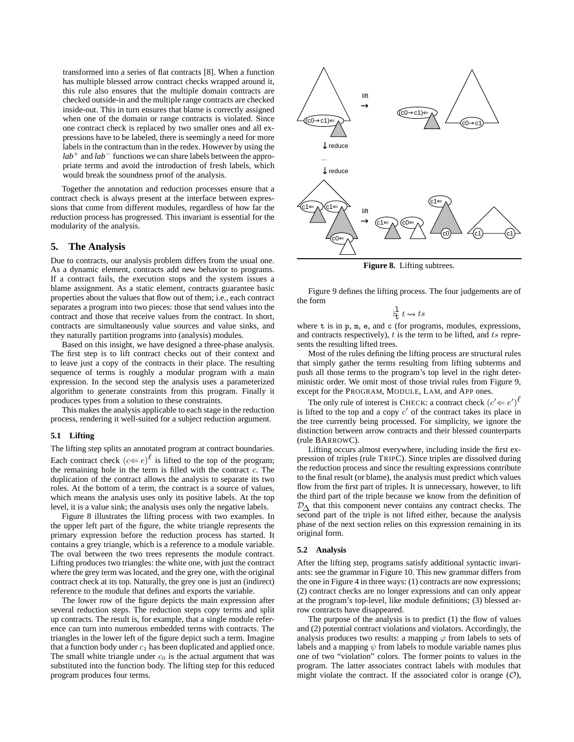transformed into a series of flat contracts [8]. When a function has multiple blessed arrow contract checks wrapped around it, this rule also ensures that the multiple domain contracts are checked outside-in and the multiple range contracts are checked inside-out. This in turn ensures that blame is correctly assigned when one of the domain or range contracts is violated. Since one contract check is replaced by two smaller ones and all expressions have to be labeled, there is seemingly a need for more labels in the contractum than in the redex. However by using the $lab^+$ and $lab^-$ functions we can share labels between the appropriate terms and avoid the introduction of fresh labels, which would break the soundness proof of the analysis.

Together the annotation and reduction processes ensure that a contract check is always present at the interface between expressions that come from different modules, regardless of how far the reduction process has progressed. This invariant is essential for the modularity of the analysis.

## 5. The Analysis

Due to contracts, our analysis problem differs from the usual one. As a dynamic element, contracts add new behavior to programs. If a contract fails, the execution stops and the system issues a blame assignment. As a static element, contracts guarantee basic properties about the values that flow out of them; i.e., each contract separates a program into two pieces: those that send values into the contract and those that receive values from the contract. In short, contracts are simultaneously value sources and value sinks, and they naturally partition programs into (analysis) modules.

Based on this insight, we have designed a three-phase analysis. The first step is to lift contract checks out of their context and to leave just a copy of the contracts in their place. The resulting sequence of terms is roughly a modular program with a main expression. In the second step the analysis uses a parameterized algorithm to generate constraints from this program. Finally it produces types from a solution to these constraints.

This makes the analysis applicable to each stage in the reduction process, rendering it well-suited for a subject reduction argument.

### 5.1 Lifting

The lifting step splits an annotated program at contract boundaries. Each contract check $(c \Leftarrow e)^\ell$ is lifted to the top of the program; the remaining hole in the term is filled with the contract $c$. The duplication of the contract allows the analysis to separate its two roles. At the bottom of a term, the contract is a source of values, which means the analysis uses only its positive labels. At the top level, it is a value sink; the analysis uses only the negative labels.

Figure 8 illustrates the lifting process with two examples. In the upper left part of the figure, the white triangle represents the primary expression before the reduction process has started. It contains a grey triangle, which is a reference to a module variable. The oval between the two trees represents the module contract. Lifting produces two triangles: the white one, with just the contract where the grey term was located, and the grey one, with the original contract check at its top. Naturally, the grey one is just an (indirect) reference to the module that defines and exports the variable.

The lower row of the figure depicts the main expression after several reduction steps. The reduction steps copy terms and split up contracts. The result is, for example, that a single module reference can turn into numerous embedded terms with contracts. The triangles in the lower left of the figure depict such a term. Imagine that a function body under $c_1$ has been duplicated and applied once. The small white triangle under $c_0$ is the actual argument that was substituted into the function body. The lifting step for this reduced program produces four terms.

**Figure 8.** Lifting subtrees.

Figure 9 defines the lifting process. The four judgements are of the form

$$\vdash^{\mathtt{l}}_{\mathtt{t}}\ t \rightsquigarrow ts$$

where t is in p, m, e, and c (for programs, modules, expressions, and contracts respectively), $t$ is the term to be lifted, and $ts$ represents the resulting lifted trees.

Most of the rules defining the lifting process are structural rules that simply gather the terms resulting from lifting subterms and push all those terms to the program's top level in the right deterministic order. We omit most of those trivial rules from Figure 9, except for the PROGRAM, MODULE, LAM, and APP ones.

The only rule of interest is CHECK: a contract check $(c' \Leftarrow e')^\ell$ is lifted to the top and a copy $c'$ of the contract takes its place in the tree currently being processed. For simplicity, we ignore the distinction between arrow contracts and their blessed counterparts (rule BARROWC).

Lifting occurs almost everywhere, including inside the first expression of triples (rule TRIPC). Since triples are dissolved during the reduction process and since the resulting expressions contribute to the final result (or blame), the analysis must predict which values flow from the first part of triples. It is unnecessary, however, to lift the third part of the triple because we know from the definition of $\mathcal{D}_\Delta$ that this component never contains any contract checks. The second part of the triple is not lifted either, because the analysis phase of the next section relies on this expression remaining in its original form.

### 5.2 Analysis

After the lifting step, programs satisfy additional syntactic invariants: see the grammar in Figure 10. This new grammar differs from the one in Figure 4 in three ways: (1) contracts are now expressions; (2) contract checks are no longer expressions and can only appear at the program's top-level, like module definitions; (3) blessed arrow contracts have disappeared.

The purpose of the analysis is to predict (1) the flow of values and (2) potential contract violations and violators. Accordingly, the analysis produces two results: a mapping $\varphi$ from labels to sets of labels and a mapping $\psi$ from labels to module variable names plus one of two "violation" colors. The former points to values in the program. The latter associates contract labels with modules that might violate the contract. If the associated color is orange ($\mathcal{O}$),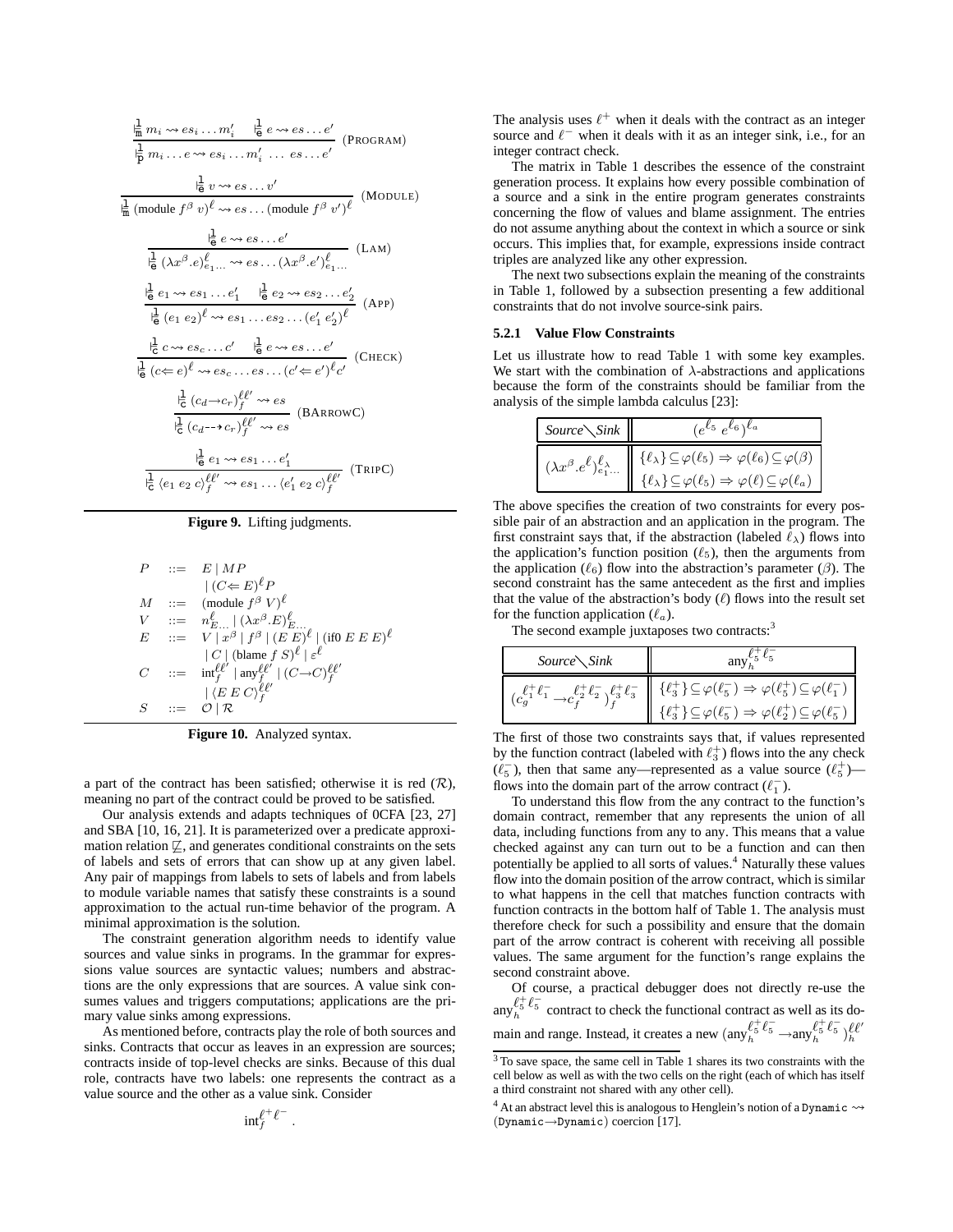$$\frac{\vdash^{\mathsf{l}}_{\mathsf{m}} m_i \rightsquigarrow es_i \ldots m_i' \quad \vdash^{\mathsf{l}}_{\mathsf{e}} e \rightsquigarrow es \ldots e'}{\vdash^{\mathsf{l}}_{\mathsf{p}} m_i \ldots e \rightsquigarrow es_i \ldots m_i' \;\ldots\; es \ldots e'} \text{ (PROGRAM)}$$

$$\frac{\vdash^{\mathsf{l}}_{\mathsf{e}} v \rightsquigarrow es \ldots v'}{\vdash^{\mathsf{l}}_{\mathsf{m}} (\text{module } f^\beta\ v)^\ell \rightsquigarrow es \ldots (\text{module } f^\beta\ v')^\ell} \text{ (MODULE)}$$

$$\frac{\vdash^{\mathsf{l}}_{\mathsf{e}} e \rightsquigarrow es \ldots e'}{\vdash^{\mathsf{l}}_{\mathsf{e}} (\lambda x^\beta.e)^\ell_{e_1\ldots} \rightsquigarrow es \ldots (\lambda x^\beta.e')^\ell_{e_1\ldots}} \text{ (LAM)}$$

$$\frac{\vdash^{\mathsf{l}}_{\mathsf{e}} e_1 \rightsquigarrow es_1 \ldots e_1' \quad \vdash^{\mathsf{l}}_{\mathsf{e}} e_2 \rightsquigarrow es_2 \ldots e_2'}{\vdash^{\mathsf{l}}_{\mathsf{e}} (e_1\ e_2)^\ell \rightsquigarrow es_1 \ldots es_2 \ldots (e_1'\ e_2')^\ell} \text{ (APP)}$$

$$\frac{\vdash^{\mathsf{l}}_{\mathsf{c}} c \rightsquigarrow es_c \ldots c' \quad \vdash^{\mathsf{l}}_{\mathsf{e}} e \rightsquigarrow es \ldots e'}{\vdash^{\mathsf{l}}_{\mathsf{e}} (c \Leftarrow e)^\ell \rightsquigarrow es_c \ldots es \ldots (c' \Leftarrow e')^\ell c'} \text{ (CHECK)}$$

$$\frac{\vdash^{\mathsf{l}}_{\mathsf{c}} (c_d \rightarrow c_r)^{\ell\ell'}_f \rightsquigarrow es}{\vdash^{\mathsf{l}}_{\mathsf{c}} (c_d \dashrightarrow c_r)^{\ell\ell'}_f \rightsquigarrow es} \text{ (BARROWC)}$$

$$\frac{\vdash^{\mathsf{l}}_{\mathsf{e}} e_1 \rightsquigarrow es_1 \ldots e_1'}{\vdash^{\mathsf{l}}_{\mathsf{c}} \langle e_1\ e_2\ c\rangle^{\ell\ell'}_f \rightsquigarrow es_1 \ldots \langle e_1'\ e_2\ c\rangle^{\ell\ell'}_f} \text{ (TRIPC)}$$

**Figure 9.** Lifting judgments.

$$\begin{array}{lcl}
P & ::= & E \mid MP \\
 & & \mid (C \Leftarrow E)^\ell P \\
M & ::= & (\text{module } f^\beta\ V)^\ell \\
V & ::= & n^\ell_{E\ldots} \mid (\lambda x^\beta.E)^\ell_{E\ldots} \\
E & ::= & V \mid x^\beta \mid f^\beta \mid (E\ E)^\ell \mid (\text{if0 } E\ E\ E)^\ell \\
 & & \mid C \mid (\text{blame } f\ S)^\ell \mid \varepsilon^\ell \\
C & ::= & \text{int}^{\ell\ell'}_f \mid \text{any}^{\ell\ell'}_f \mid (C \rightarrow C)^{\ell\ell'}_f \\
 & & \mid \langle E\ E\ C\rangle^{\ell\ell'}_f \\
S & ::= & \mathcal{O} \mid \mathcal{R}
\end{array}$$

**Figure 10.** Analyzed syntax.

a part of the contract has been satisfied; otherwise it is red ($\mathcal{R}$), meaning no part of the contract could be proved to be satisfied.

Our analysis extends and adapts techniques of 0CFA [23, 27] and SBA [10, 16, 21]. It is parameterized over a predicate approximation relation $\not\sqsubseteq$, and generates conditional constraints on the sets of labels and sets of errors that can show up at any given label. Any pair of mappings from labels to sets of labels and from labels to module variable names that satisfy these constraints is a sound approximation to the actual run-time behavior of the program. A minimal approximation is the solution.

The constraint generation algorithm needs to identify value sources and value sinks in programs. In the grammar for expressions value sources are syntactic values; numbers and abstractions are the only expressions that are sources. A value sink consumes values and triggers computations; applications are the primary value sinks among expressions.

As mentioned before, contracts play the role of both sources and sinks. Contracts that occur as leaves in an expression are sources; contracts inside of top-level checks are sinks. Because of this dual role, contracts have two labels: one represents the contract as a value source and the other as a value sink. Consider

$$\text{int}^{\ell^+\ell^-}_f .$$

The analysis uses $\ell^+$ when it deals with the contract as an integer source and $\ell^-$ when it deals with it as an integer sink, i.e., for an integer contract check.

The matrix in Table 1 describes the essence of the constraint generation process. It explains how every possible combination of a source and a sink in the entire program generates constraints concerning the flow of values and blame assignment. The entries do not assume anything about the context in which a source or sink occurs. This implies that, for example, expressions inside contract triples are analyzed like any other expression.

The next two subsections explain the meaning of the constraints in Table 1, followed by a subsection presenting a few additional constraints that do not involve source-sink pairs.

### 5.2.1 Value Flow Constraints

Let us illustrate how to read Table 1 with some key examples. We start with the combination of $\lambda$-abstractions and applications because the form of the constraints should be familiar from the analysis of the simple lambda calculus [23]:

| *Source*\\*Sink* | $(e^{\ell_5}\ e^{\ell_6})^{\ell_a}$ |
|---|---|
| $(\lambda x^\beta.e^\ell)^{\ell_\lambda}_{e_1\ldots}$ | $\{\ell_\lambda\} \subseteq \varphi(\ell_5) \Rightarrow \varphi(\ell_6) \subseteq \varphi(\beta)$ <br> $\{\ell_\lambda\} \subseteq \varphi(\ell_5) \Rightarrow \varphi(\ell) \subseteq \varphi(\ell_a)$ |

The above specifies the creation of two constraints for every possible pair of an abstraction and an application in the program. The first constraint says that, if the abstraction (labeled $\ell_\lambda$) flows into the application's function position ($\ell_5$), then the arguments from the application ($\ell_6$) flow into the abstraction's parameter ($\beta$). The second constraint has the same antecedent as the first and implies that the value of the abstraction's body ($\ell$) flows into the result set for the function application ($\ell_a$).

The second example juxtaposes two contracts:[3]

| *Source*\\*Sink* | $\text{any}^{\ell_5^+\ell_5^-}_h$ |
|---|---|
| $(c^{\ell_1^+\ell_1^-}_g \rightarrow c^{\ell_2^+\ell_2^-}_f)^{\ell_3^+\ell_3^-}_f$ | $\{\ell_3^+\} \subseteq \varphi(\ell_5^-) \Rightarrow \varphi(\ell_5^+) \subseteq \varphi(\ell_1^-)$ <br> $\{\ell_3^+\} \subseteq \varphi(\ell_5^-) \Rightarrow \varphi(\ell_2^+) \subseteq \varphi(\ell_5^-)$ |

The first of those two constraints says that, if values represented by the function contract (labeled with $\ell_3^+$) flows into the any check ($\ell_5^-$), then that same any—represented as a value source ($\ell_5^+$)—flows into the domain part of the arrow contract ($\ell_1^-$).

To understand this flow from the any contract to the function's domain contract, remember that any represents the union of all data, including functions from any to any. This means that a value checked against any can turn out to be a function and can then potentially be applied to all sorts of values.[4] Naturally these values flow into the domain position of the arrow contract, which is similar to what happens in the cell that matches function contracts with function contracts in the bottom half of Table 1. The analysis must therefore check for such a possibility and ensure that the domain part of the arrow contract is coherent with receiving all possible values. The same argument for the function's range explains the second constraint above.

Of course, a practical debugger does not directly re-use the $\text{any}^{\ell_5^+\ell_5^-}_h$ contract to check the functional contract as well as its domain and range. Instead, it creates a new $(\text{any}^{\ell_5^+\ell_5^-}_h \rightarrow \text{any}^{\ell_5^+\ell_5^-}_h)^{\ell\ell'}_h$

---

[3] To save space, the same cell in Table 1 shares its two constraints with the cell below as well as with the two cells on the right (each of which has itself a third constraint not shared with any other cell).

[4] At an abstract level this is analogous to Henglein's notion of a `Dynamic` $\rightsquigarrow$ (`Dynamic`$\rightarrow$`Dynamic`) coercion [17].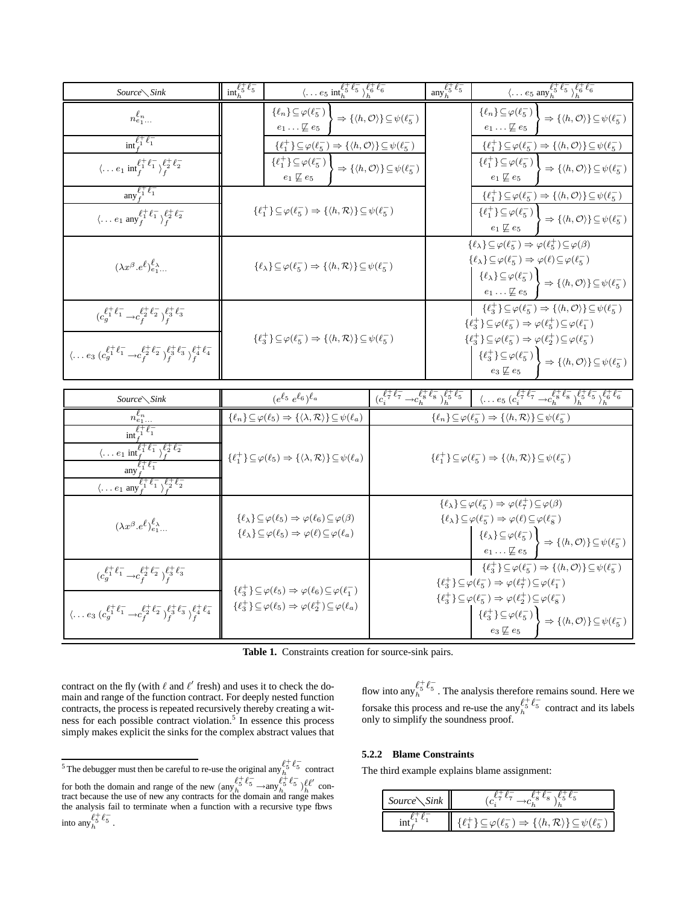| Source$\diagdown$Sink | $\text{int}_h^{\ell_5^+\ell_5^-}$ | $\langle \ldots e_5\ \text{int}_h^{\ell_5^+\ell_5^-}\rangle_h^{\ell_6^+\ell_6^-}$ | $\text{any}_h^{\ell_5^+\ell_5^-}$ | $\langle \ldots e_5\ \text{any}_h^{\ell_5^+\ell_5^-}\rangle_h^{\ell_6^+\ell_6^-}$ |
|---|---|---|---|---|
| $n_{e_1\ldots}^{\ell_n}$ | | $\left.\begin{array}{l}\{\ell_n\}\subseteq\varphi(\ell_5^-)\\ e_1\ldots\not\sqsubseteq e_5\end{array}\right\}\Rightarrow\{\langle h,\mathcal{O}\rangle\}\subseteq\psi(\ell_5^-)$ | | $\left.\begin{array}{l}\{\ell_n\}\subseteq\varphi(\ell_5^-)\\ e_1\ldots\not\sqsubseteq e_5\end{array}\right\}\Rightarrow\{\langle h,\mathcal{O}\rangle\}\subseteq\psi(\ell_5^-)$ |
| $\text{int}_f^{\ell_1^+\ell_1^-}$ | | $\{\ell_1^+\}\subseteq\varphi(\ell_5^-)\Rightarrow\{\langle h,\mathcal{O}\rangle\}\subseteq\psi(\ell_5^-)$ | | $\{\ell_1^+\}\subseteq\varphi(\ell_5^-)\Rightarrow\{\langle h,\mathcal{O}\rangle\}\subseteq\psi(\ell_5^-)$ |
| $\langle\ldots e_1\ \text{int}_f^{\ell_1^+\ell_1^-}\rangle_f^{\ell_2^+\ell_2^-}$ | | $\left.\begin{array}{l}\{\ell_1^+\}\subseteq\varphi(\ell_5^-)\\ e_1\not\sqsubseteq e_5\end{array}\right\}\Rightarrow\{\langle h,\mathcal{O}\rangle\}\subseteq\psi(\ell_5^-)$ | | $\left.\begin{array}{l}\{\ell_1^+\}\subseteq\varphi(\ell_5^-)\\ e_1\not\sqsubseteq e_5\end{array}\right\}\Rightarrow\{\langle h,\mathcal{O}\rangle\}\subseteq\psi(\ell_5^-)$ |
| $\text{any}_f^{\ell_1^+\ell_1^-}$ | $\{\ell_1^+\}\subseteq\varphi(\ell_5^-)\Rightarrow\{\langle h,\mathcal{R}\rangle\}\subseteq\psi(\ell_5^-)$ | | | $\{\ell_1^+\}\subseteq\varphi(\ell_5^-)\Rightarrow\{\langle h,\mathcal{O}\rangle\}\subseteq\psi(\ell_5^-)$ |
| $\langle\ldots e_1\ \text{any}_f^{\ell_1^+\ell_1^-}\rangle_f^{\ell_2^+\ell_2^-}$ | $\{\ell_1^+\}\subseteq\varphi(\ell_5^-)\Rightarrow\{\langle h,\mathcal{R}\rangle\}\subseteq\psi(\ell_5^-)$ | | | $\left.\begin{array}{l}\{\ell_1^+\}\subseteq\varphi(\ell_5^-)\\ e_1\not\sqsubseteq e_5\end{array}\right\}\Rightarrow\{\langle h,\mathcal{O}\rangle\}\subseteq\psi(\ell_5^-)$ |
| $(\lambda x^\beta.e^\ell)_{e_1\ldots}^{\ell_\lambda}$ | $\{\ell_\lambda\}\subseteq\varphi(\ell_5^-)\Rightarrow\{\langle h,\mathcal{R}\rangle\}\subseteq\psi(\ell_5^-)$ | | $\{\ell_\lambda\}\subseteq\varphi(\ell_5^-)\Rightarrow\varphi(\ell_5^+)\subseteq\varphi(\beta)$<br>$\{\ell_\lambda\}\subseteq\varphi(\ell_5^-)\Rightarrow\varphi(\ell)\subseteq\varphi(\ell_5^-)$<br>$\left.\begin{array}{l}\{\ell_\lambda\}\subseteq\varphi(\ell_5^-)\\ e_1\ldots\not\sqsubseteq e_5\end{array}\right\}\Rightarrow\{\langle h,\mathcal{O}\rangle\}\subseteq\psi(\ell_5^-)$ | |
| $(c_g^{\ell_1^+\ell_1^-}\to c_f^{\ell_2^+\ell_2^-})_f^{\ell_3^+\ell_3^-}$ | $\{\ell_3^+\}\subseteq\varphi(\ell_5^-)\Rightarrow\{\langle h,\mathcal{R}\rangle\}\subseteq\psi(\ell_5^-)$ | | $\{\ell_3^+\}\subseteq\varphi(\ell_5^-)\Rightarrow\{\langle h,\mathcal{O}\rangle\}\subseteq\psi(\ell_5^-)$<br>$\{\ell_3^+\}\subseteq\varphi(\ell_5^-)\Rightarrow\varphi(\ell_5^+)\subseteq\varphi(\ell_1^-)$<br>$\{\ell_3^+\}\subseteq\varphi(\ell_5^-)\Rightarrow\varphi(\ell_2^+)\subseteq\varphi(\ell_5^-)$ | |
| $\langle\ldots e_3\ (c_g^{\ell_1^+\ell_1^-}\to c_f^{\ell_2^+\ell_2^-})_f^{\ell_3^+\ell_3^-}\rangle_f^{\ell_4^+\ell_4^-}$ | $\{\ell_3^+\}\subseteq\varphi(\ell_5^-)\Rightarrow\{\langle h,\mathcal{R}\rangle\}\subseteq\psi(\ell_5^-)$ | | $\{\ell_3^+\}\subseteq\varphi(\ell_5^-)\Rightarrow\varphi(\ell_5^+)\subseteq\varphi(\ell_1^-)$<br>$\{\ell_3^+\}\subseteq\varphi(\ell_5^-)\Rightarrow\varphi(\ell_2^+)\subseteq\varphi(\ell_5^-)$<br>$\left.\begin{array}{l}\{\ell_3^+\}\subseteq\varphi(\ell_5^-)\\ e_3\not\sqsubseteq e_5\end{array}\right\}\Rightarrow\{\langle h,\mathcal{O}\rangle\}\subseteq\psi(\ell_5^-)$ | |

| Source$\diagdown$Sink | $(e^{\ell_5}\ e^{\ell_6})^{\ell_a}$ | $(c_i^{\ell_7^+\ell_7^-}\to c_h^{\ell_8^+\ell_8^-})_h^{\ell_5^+\ell_5^-}$ | $\langle\ldots e_5\ (c_i^{\ell_7^+\ell_7^-}\to c_h^{\ell_8^+\ell_8^-})_h^{\ell_5^+\ell_5^-}\rangle_h^{\ell_6^+\ell_6^-}$ |
|---|---|---|---|
| $n_{e_1\ldots}^{\ell_n}$ | $\{\ell_n\}\subseteq\varphi(\ell_5)\Rightarrow\{\langle\lambda,\mathcal{R}\rangle\}\subseteq\psi(\ell_a)$ | $\{\ell_n\}\subseteq\varphi(\ell_5^-)\Rightarrow\{\langle h,\mathcal{R}\rangle\}\subseteq\psi(\ell_5^-)$ | |
| $\text{int}_f^{\ell_1^+\ell_1^-}$<br>$\langle\ldots e_1\ \text{int}_f^{\ell_1^+\ell_1^-}\rangle_f^{\ell_2^+\ell_2^-}$<br>$\text{any}_f^{\ell_1^+\ell_1^-}$<br>$\langle\ldots e_1\ \text{any}_f^{\ell_1^+\ell_1^-}\rangle_f^{\ell_2^+\ell_2^-}$ | $\{\ell_1^+\}\subseteq\varphi(\ell_5)\Rightarrow\{\langle\lambda,\mathcal{R}\rangle\}\subseteq\psi(\ell_a)$ | $\{\ell_1^+\}\subseteq\varphi(\ell_5^-)\Rightarrow\{\langle h,\mathcal{R}\rangle\}\subseteq\psi(\ell_5^-)$ | |
| $(\lambda x^\beta.e^\ell)_{e_1\ldots}^{\ell_\lambda}$ | $\{\ell_\lambda\}\subseteq\varphi(\ell_5)\Rightarrow\varphi(\ell_6)\subseteq\varphi(\beta)$<br>$\{\ell_\lambda\}\subseteq\varphi(\ell_5)\Rightarrow\varphi(\ell)\subseteq\varphi(\ell_a)$ | $\{\ell_\lambda\}\subseteq\varphi(\ell_5^-)\Rightarrow\varphi(\ell_7^+)\subseteq\varphi(\beta)$<br>$\{\ell_\lambda\}\subseteq\varphi(\ell_5^-)\Rightarrow\varphi(\ell)\subseteq\varphi(\ell_8^-)$ | $\left.\begin{array}{l}\{\ell_\lambda\}\subseteq\varphi(\ell_5^-)\\ e_1\ldots\not\sqsubseteq e_5\end{array}\right\}\Rightarrow\{\langle h,\mathcal{O}\rangle\}\subseteq\psi(\ell_5^-)$ |
| $(c_g^{\ell_1^+\ell_1^-}\to c_f^{\ell_2^+\ell_2^-})_f^{\ell_3^+\ell_3^-}$ | $\{\ell_3^+\}\subseteq\varphi(\ell_5)\Rightarrow\varphi(\ell_6)\subseteq\varphi(\ell_1^-)$<br>$\{\ell_3^+\}\subseteq\varphi(\ell_5)\Rightarrow\varphi(\ell_2^+)\subseteq\varphi(\ell_a)$ | $\{\ell_3^+\}\subseteq\varphi(\ell_5^-)\Rightarrow\varphi(\ell_7^+)\subseteq\varphi(\ell_1^-)$<br>$\{\ell_3^+\}\subseteq\varphi(\ell_5^-)\Rightarrow\varphi(\ell_2^+)\subseteq\varphi(\ell_8^-)$ | $\{\ell_3^+\}\subseteq\varphi(\ell_5^-)\Rightarrow\{\langle h,\mathcal{O}\rangle\}\subseteq\psi(\ell_5^-)$ |
| $\langle\ldots e_3\ (c_g^{\ell_1^+\ell_1^-}\to c_f^{\ell_2^+\ell_2^-})_f^{\ell_3^+\ell_3^-}\rangle_f^{\ell_4^+\ell_4^-}$ | $\{\ell_3^+\}\subseteq\varphi(\ell_5)\Rightarrow\varphi(\ell_6)\subseteq\varphi(\ell_1^-)$<br>$\{\ell_3^+\}\subseteq\varphi(\ell_5)\Rightarrow\varphi(\ell_2^+)\subseteq\varphi(\ell_a)$ | $\{\ell_3^+\}\subseteq\varphi(\ell_5^-)\Rightarrow\varphi(\ell_7^+)\subseteq\varphi(\ell_1^-)$<br>$\{\ell_3^+\}\subseteq\varphi(\ell_5^-)\Rightarrow\varphi(\ell_2^+)\subseteq\varphi(\ell_8^-)$ | $\left.\begin{array}{l}\{\ell_3^+\}\subseteq\varphi(\ell_5^-)\\ e_3\not\sqsubseteq e_5\end{array}\right\}\Rightarrow\{\langle h,\mathcal{O}\rangle\}\subseteq\psi(\ell_5^-)$ |

**Table 1.** Constraints creation for source-sink pairs.

contract on the fly (with $\ell$ and $\ell'$ fresh) and uses it to check the domain and range of the function contract. For deeply nested function contracts, the process is repeated recursively thereby creating a witness for each possible contract violation.[5] In essence this process simply makes explicit the sinks for the complex abstract values that flow into $\text{any}_h^{\ell_5^+\ell_5^-}$. The analysis therefore remains sound. Here we forsake this process and re-use the $\text{any}_h^{\ell_5^+\ell_5^-}$ contract and its labels only to simplify the soundness proof.

#### 5.2.2 Blame Constraints

The third example explains blame assignment:

| Source$\diagdown$Sink | $(c_i^{\ell_7^+\ell_7^-}\to c_h^{\ell_8^+\ell_8^-})_h^{\ell_5^+\ell_5^-}$ |
|---|---|
| $\text{int}_f^{\ell_1^+\ell_1^-}$ | $\{\ell_1^+\}\subseteq\varphi(\ell_5^-)\Rightarrow\{\langle h,\mathcal{R}\rangle\}\subseteq\psi(\ell_5^-)$ |

---

[5] The debugger must then be careful to re-use the original $\text{any}_h^{\ell_5^+\ell_5^-}$ contract for both the domain and range of the new $(\text{any}_h^{\ell_5^+\ell_5^-}\to\text{any}_h^{\ell_5^+\ell_5^-})_h^{\ell\ell'}$ contract because the use of new any contracts for the domain and range makes the analysis fail to terminate when a function with a recursive type flows into $\text{any}_h^{\ell_5^+\ell_5^-}$.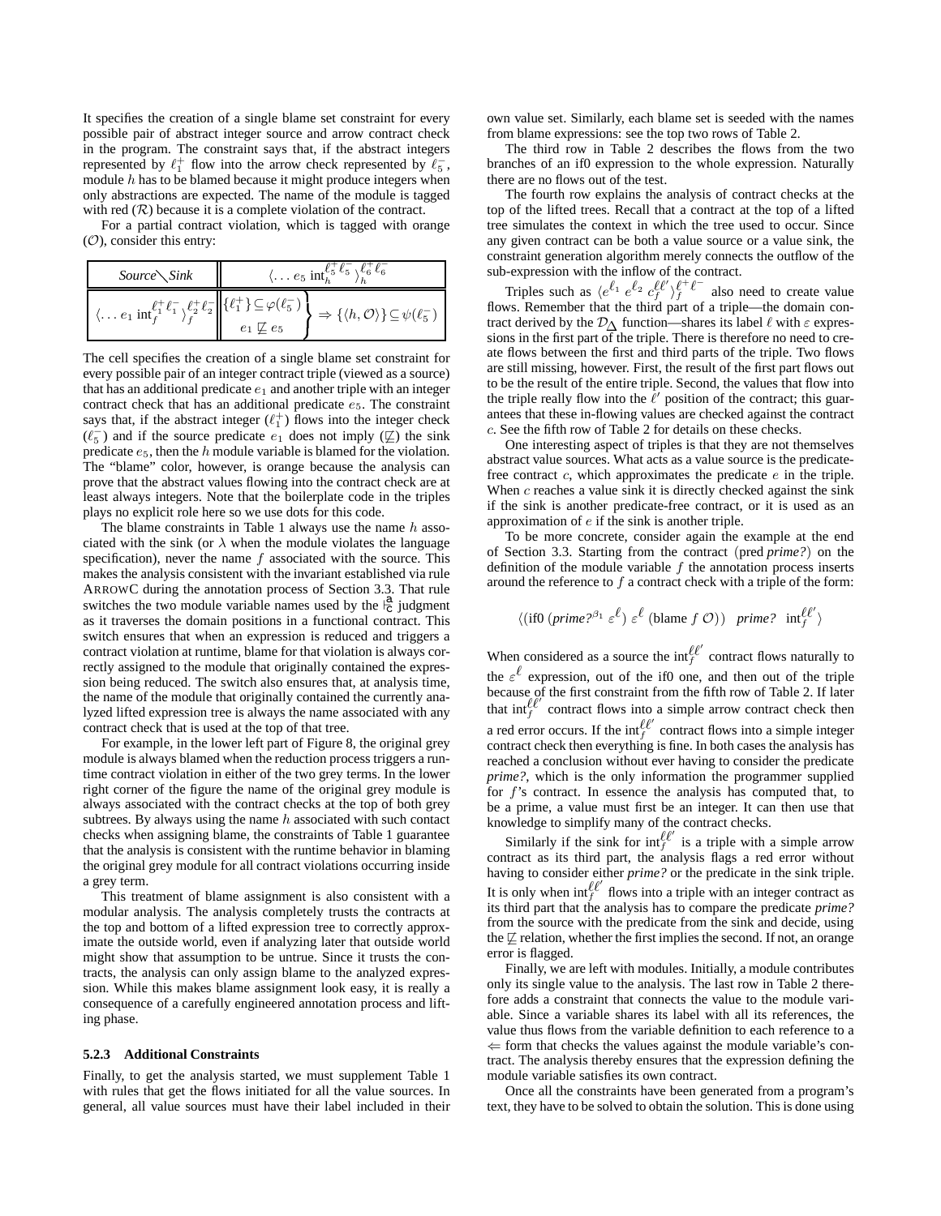It specifies the creation of a single blame set constraint for every possible pair of abstract integer source and arrow contract check in the program. The constraint says that, if the abstract integers represented by $\ell_1^+$ flow into the arrow check represented by $\ell_5^-$, module $h$ has to be blamed because it might produce integers when only abstractions are expected. The name of the module is tagged with red ($\mathcal{R}$) because it is a complete violation of the contract.

For a partial contract violation, which is tagged with orange ($\mathcal{O}$), consider this entry:

| Source╲Sink | $\langle \ldots\ e_5\ \text{int}_h^{\ell_5^+\ell_5^-} \rangle_h^{\ell_6^+\ell_6^-}$ |
|---|---|
| $\langle \ldots\ e_1\ \text{int}_f^{\ell_1^+\ell_1^-} \rangle_f^{\ell_2^+\ell_2^-}$ | $\left.\begin{array}{c}\{\ell_1^+\} \subseteq \varphi(\ell_5^-) \\ e_1 \not\sqsubseteq e_5\end{array}\right\} \Rightarrow \{\langle h, \mathcal{O}\rangle\} \subseteq \psi(\ell_5^-)$ |

The cell specifies the creation of a single blame set constraint for every possible pair of an integer contract triple (viewed as a source) that has an additional predicate $e_1$ and another triple with an integer contract check that has an additional predicate $e_5$. The constraint says that, if the abstract integer ($\ell_1^+$) flows into the integer check ($\ell_5^-$) and if the source predicate $e_1$ does not imply ($\not\sqsubseteq$) the sink predicate $e_5$, then the $h$ module variable is blamed for the violation. The "blame" color, however, is orange because the analysis can prove that the abstract values flowing into the contract check are at least always integers. Note that the boilerplate code in the triples plays no explicit role here so we use dots for this code.

The blame constraints in Table 1 always use the name $h$ associated with the sink (or $\lambda$ when the module violates the language specification), never the name $f$ associated with the source. This makes the analysis consistent with the invariant established via rule ARROWC during the annotation process of Section 3.3. That rule switches the two module variable names used by the $\models^{\mathsf{a}}_{\mathsf{c}}$ judgment as it traverses the domain positions in a functional contract. This switch ensures that when an expression is reduced and triggers a contract violation at runtime, blame for that violation is always correctly assigned to the module that originally contained the expression being reduced. The switch also ensures that, at analysis time, the name of the module that originally contained the currently analyzed lifted expression tree is always the name associated with any contract check that is used at the top of that tree.

For example, in the lower left part of Figure 8, the original grey module is always blamed when the reduction process triggers a runtime contract violation in either of the two grey terms. In the lower right corner of the figure the name of the original grey module is always associated with the contract checks at the top of both grey subtrees. By always using the name $h$ associated with such contact checks when assigning blame, the constraints of Table 1 guarantee that the analysis is consistent with the runtime behavior in blaming the original grey module for all contract violations occurring inside a grey term.

This treatment of blame assignment is also consistent with a modular analysis. The analysis completely trusts the contracts at the top and bottom of a lifted expression tree to correctly approximate the outside world, even if analyzing later that outside world might show that assumption to be untrue. Since it trusts the contracts, the analysis can only assign blame to the analyzed expression. While this makes blame assignment look easy, it is really a consequence of a carefully engineered annotation process and lifting phase.

### 5.2.3 Additional Constraints

Finally, to get the analysis started, we must supplement Table 1 with rules that get the flows initiated for all the value sources. In general, all value sources must have their label included in their own value set. Similarly, each blame set is seeded with the names from blame expressions: see the top two rows of Table 2.

The third row in Table 2 describes the flows from the two branches of an if0 expression to the whole expression. Naturally there are no flows out of the test.

The fourth row explains the analysis of contract checks at the top of the lifted trees. Recall that a contract at the top of a lifted tree simulates the context in which the tree used to occur. Since any given contract can be both a value source or a value sink, the constraint generation algorithm merely connects the outflow of the sub-expression with the inflow of the contract.

Triples such as $\langle e^{\ell_1}\ e^{\ell_2}\ c_f^{\ell\ell'} \rangle_f^{\ell^+\ell^-}$ also need to create value flows. Remember that the third part of a triple—the domain contract derived by the $\mathcal{D}_\Delta$ function—shares its label $\ell$ with $\varepsilon$ expressions in the first part of the triple. There is therefore no need to create flows between the first and third parts of the triple. Two flows are still missing, however. First, the result of the first part flows out to be the result of the entire triple. Second, the values that flow into the triple really flow into the $\ell'$ position of the contract; this guarantees that these in-flowing values are checked against the contract $c$. See the fifth row of Table 2 for details on these checks.

One interesting aspect of triples is that they are not themselves abstract value sources. What acts as a value source is the predicate-free contract $c$, which approximates the predicate $e$ in the triple. When $c$ reaches a value sink it is directly checked against the sink if the sink is another predicate-free contract, or it is used as an approximation of $e$ if the sink is another triple.

To be more concrete, consider again the example at the end of Section 3.3. Starting from the contract (pred *prime?*) on the definition of the module variable $f$ the annotation process inserts around the reference to $f$ a contract check with a triple of the form:

$$\langle (\text{if0}\ (\textit{prime?}^{\beta_1}\ \varepsilon^{\ell})\ \varepsilon^{\ell}\ (\text{blame}\ f\ \mathcal{O}))\quad \textit{prime?}\quad \text{int}_f^{\ell\ell'} \rangle$$

When considered as a source the $\text{int}_f^{\ell\ell'}$ contract flows naturally to the $\varepsilon^{\ell}$ expression, out of the if0 one, and then out of the triple because of the first constraint from the fifth row of Table 2. If later that $\text{int}_f^{\ell\ell'}$ contract flows into a simple arrow contract check then a red error occurs. If the $\text{int}_f^{\ell\ell'}$ contract flows into a simple integer contract check then everything is fine. In both cases the analysis has reached a conclusion without ever having to consider the predicate *prime?*, which is the only information the programmer supplied for $f$'s contract. In essence the analysis has computed that, to be a prime, a value must first be an integer. It can then use that knowledge to simplify many of the contract checks.

Similarly if the sink for $\text{int}_f^{\ell\ell'}$ is a triple with a simple arrow contract as its third part, the analysis flags a red error without having to consider either *prime?* or the predicate in the sink triple. It is only when $\text{int}_f^{\ell\ell'}$ flows into a triple with an integer contract as its third part that the analysis has to compare the predicate *prime?* from the source with the predicate from the sink and decide, using the $\not\sqsubseteq$ relation, whether the first implies the second. If not, an orange error is flagged.

Finally, we are left with modules. Initially, a module contributes only its single value to the analysis. The last row in Table 2 therefore adds a constraint that connects the value to the module variable. Since a variable shares its label with all its references, the value thus flows from the variable definition to each reference to a $\Leftarrow$ form that checks the values against the module variable's contract. The analysis thereby ensures that the expression defining the module variable satisfies its own contract.

Once all the constraints have been generated from a program's text, they have to be solved to obtain the solution. This is done using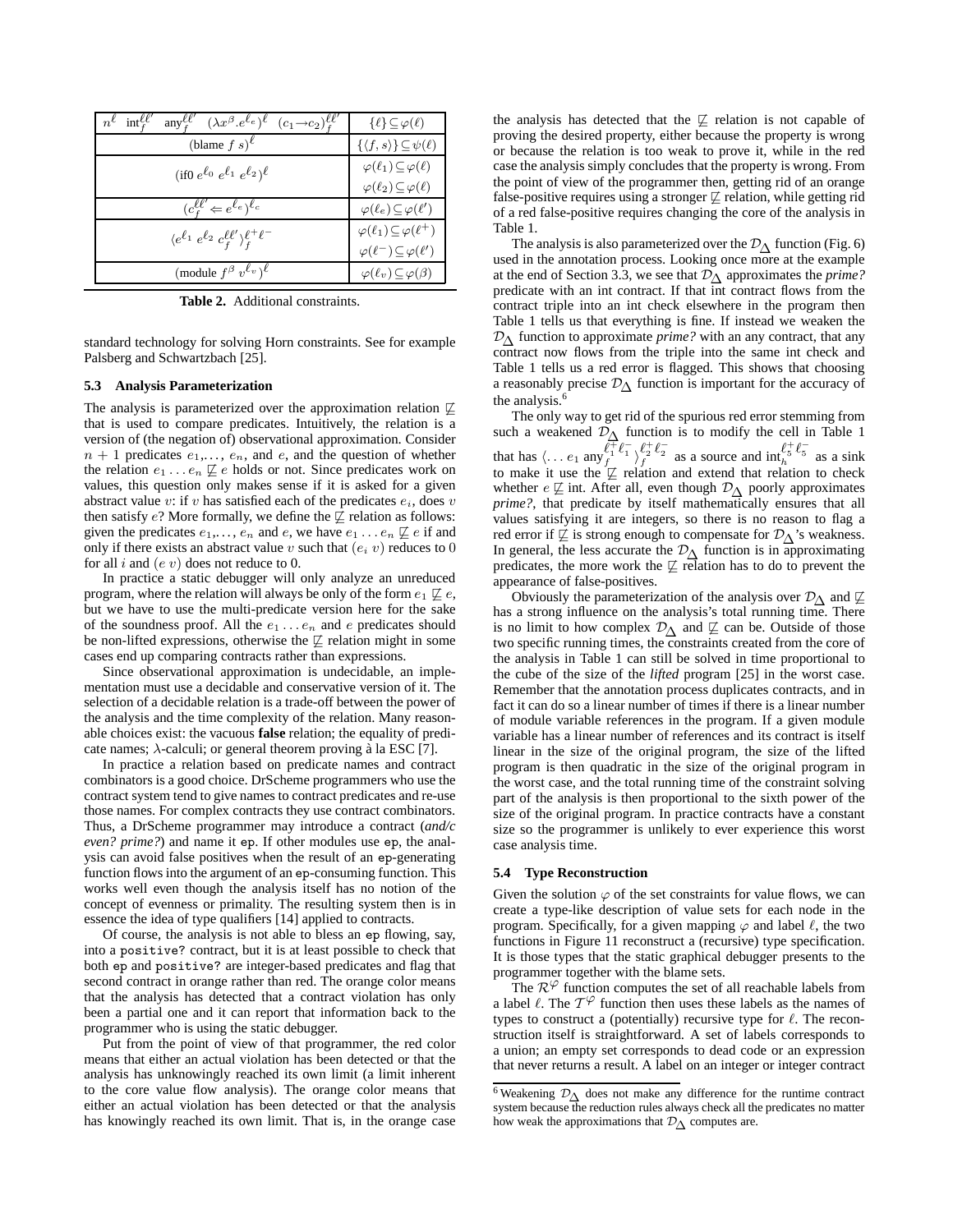| $n^\ell$   $\text{int}_f^{\ell\ell'}$   $\text{any}_f^{\ell\ell'}$   $(\lambda x^\beta.e^{\ell_e})^\ell$   $(c_1 \to c_2)_f^{\ell\ell'}$ | $\{\ell\} \subseteq \varphi(\ell)$ |
|---|---|
| $(\text{blame } f\ s)^\ell$ | $\{\langle f, s\rangle\} \subseteq \psi(\ell)$ |
| $(\text{if0 } e^{\ell_0}\ e^{\ell_1}\ e^{\ell_2})^\ell$ | $\varphi(\ell_1) \subseteq \varphi(\ell)$ <br> $\varphi(\ell_2) \subseteq \varphi(\ell)$ |
| $(c_f^{\ell\ell'} \Leftarrow e^{\ell_e})^{\ell_c}$ | $\varphi(\ell_e) \subseteq \varphi(\ell')$ |
| $\langle e^{\ell_1}\ e^{\ell_2}\ c_f^{\ell\ell'}\rangle_f^{\ell^+\ell^-}$ | $\varphi(\ell_1) \subseteq \varphi(\ell^+)$ <br> $\varphi(\ell^-) \subseteq \varphi(\ell')$ |
| $(\text{module } f^\beta\ v^{\ell_v})^\ell$ | $\varphi(\ell_v) \subseteq \varphi(\beta)$ |

**Table 2.** Additional constraints.

standard technology for solving Horn constraints. See for example Palsberg and Schwartzbach [25].

### 5.3 Analysis Parameterization

The analysis is parameterized over the approximation relation $\not\sqsubseteq$ that is used to compare predicates. Intuitively, the relation is a version of (the negation of) observational approximation. Consider $n+1$ predicates $e_1, \ldots, e_n$, and $e$, and the question of whether the relation $e_1 \ldots e_n \not\sqsubseteq e$ holds or not. Since predicates work on values, this question only makes sense if it is asked for a given abstract value $v$: if $v$ has satisfied each of the predicates $e_i$, does $v$ then satisfy $e$? More formally, we define the $\not\sqsubseteq$ relation as follows: given the predicates $e_1, \ldots, e_n$ and $e$, we have $e_1 \ldots e_n \not\sqsubseteq e$ if and only if there exists an abstract value $v$ such that $(e_i\ v)$ reduces to 0 for all $i$ and $(e\ v)$ does not reduce to 0.

In practice a static debugger will only analyze an unreduced program, where the relation will always be only of the form $e_1 \not\sqsubseteq e$, but we have to use the multi-predicate version here for the sake of the soundness proof. All the $e_1 \ldots e_n$ and $e$ predicates should be non-lifted expressions, otherwise the $\not\sqsubseteq$ relation might in some cases end up comparing contracts rather than expressions.

Since observational approximation is undecidable, an implementation must use a decidable and conservative version of it. The selection of a decidable relation is a trade-off between the power of the analysis and the time complexity of the relation. Many reasonable choices exist: the vacuous **false** relation; the equality of predicate names; $\lambda$-calculi; or general theorem proving à la ESC [7].

In practice a relation based on predicate names and contract combinators is a good choice. DrScheme programmers who use the contract system tend to give names to contract predicates and re-use those names. For complex contracts they use contract combinators. Thus, a DrScheme programmer may introduce a contract (*and/c even? prime?*) and name it `ep`. If other modules use `ep`, the analysis can avoid false positives when the result of an `ep`-generating function flows into the argument of an `ep`-consuming function. This works well even though the analysis itself has no notion of the concept of evenness or primality. The resulting system then is in essence the idea of type qualifiers [14] applied to contracts.

Of course, the analysis is not able to bless an `ep` flowing, say, into a `positive?` contract, but it is at least possible to check that both `ep` and `positive?` are integer-based predicates and flag that second contract in orange rather than red. The orange color means that the analysis has detected that a contract violation has only been a partial one and it can report that information back to the programmer who is using the static debugger.

Put from the point of view of that programmer, the red color means that either an actual violation has been detected or that the analysis has unknowingly reached its own limit (a limit inherent to the core value flow analysis). The orange color means that either an actual violation has been detected or that the analysis has knowingly reached its own limit. That is, in the orange case the analysis has detected that the $\not\sqsubseteq$ relation is not capable of proving the desired property, either because the property is wrong or because the relation is too weak to prove it, while in the red case the analysis simply concludes that the property is wrong. From the point of view of the programmer then, getting rid of an orange false-positive requires using a stronger $\not\sqsubseteq$ relation, while getting rid of a red false-positive requires changing the core of the analysis in Table 1.

The analysis is also parameterized over the $\mathcal{D}_\Delta$ function (Fig. 6) used in the annotation process. Looking once more at the example at the end of Section 3.3, we see that $\mathcal{D}_\Delta$ approximates the *prime?* predicate with an int contract. If that int contract flows from the contract triple into an int check elsewhere in the program then Table 1 tells us that everything is fine. If instead we weaken the $\mathcal{D}_\Delta$ function to approximate *prime?* with an any contract, that any contract now flows from the triple into the same int check and Table 1 tells us a red error is flagged. This shows that choosing a reasonably precise $\mathcal{D}_\Delta$ function is important for the accuracy of the analysis.[6]

The only way to get rid of the spurious red error stemming from such a weakened $\mathcal{D}_\Delta$ function is to modify the cell in Table 1 that has $\langle \ldots e_1\ \text{any}_f^{\ell_1^+\ell_1^-}\rangle_f^{\ell_2^+\ell_2^-}$ as a source and $\text{int}_h^{\ell_5^+\ell_5^-}$ as a sink to make it use the $\not\sqsubseteq$ relation and extend that relation to check whether $e \not\sqsubseteq$ int. After all, even though $\mathcal{D}_\Delta$ poorly approximates *prime?*, that predicate by itself mathematically ensures that all values satisfying it are integers, so there is no reason to flag a red error if $\not\sqsubseteq$ is strong enough to compensate for $\mathcal{D}_\Delta$'s weakness. In general, the less accurate the $\mathcal{D}_\Delta$ function is in approximating predicates, the more work the $\not\sqsubseteq$ relation has to do to prevent the appearance of false-positives.

Obviously the parameterization of the analysis over $\mathcal{D}_\Delta$ and $\not\sqsubseteq$ has a strong influence on the analysis's total running time. There is no limit to how complex $\mathcal{D}_\Delta$ and $\not\sqsubseteq$ can be. Outside of those two specific running times, the constraints created from the core of the analysis in Table 1 can still be solved in time proportional to the cube of the size of the *lifted* program [25] in the worst case. Remember that the annotation process duplicates contracts, and in fact it can do so a linear number of times if there is a linear number of module variable references in the program. If a given module variable has a linear number of references and its contract is itself linear in the size of the original program, the size of the lifted program is then quadratic in the size of the original program in the worst case, and the total running time of the constraint solving part of the analysis is then proportional to the sixth power of the size of the original program. In practice contracts have a constant size so the programmer is unlikely to ever experience this worst case analysis time.

### 5.4 Type Reconstruction

Given the solution $\varphi$ of the set constraints for value flows, we can create a type-like description of value sets for each node in the program. Specifically, for a given mapping $\varphi$ and label $\ell$, the two functions in Figure 11 reconstruct a (recursive) type specification. It is those types that the static graphical debugger presents to the programmer together with the blame sets.

The $\mathcal{R}^\varphi$ function computes the set of all reachable labels from a label $\ell$. The $\mathcal{T}^\varphi$ function then uses these labels as the names of types to construct a (potentially) recursive type for $\ell$. The reconstruction itself is straightforward. A set of labels corresponds to a union; an empty set corresponds to dead code or an expression that never returns a result. A label on an integer or integer contract

[6] Weakening $\mathcal{D}_\Delta$ does not make any difference for the runtime contract system because the reduction rules always check all the predicates no matter how weak the approximations that $\mathcal{D}_\Delta$ computes are.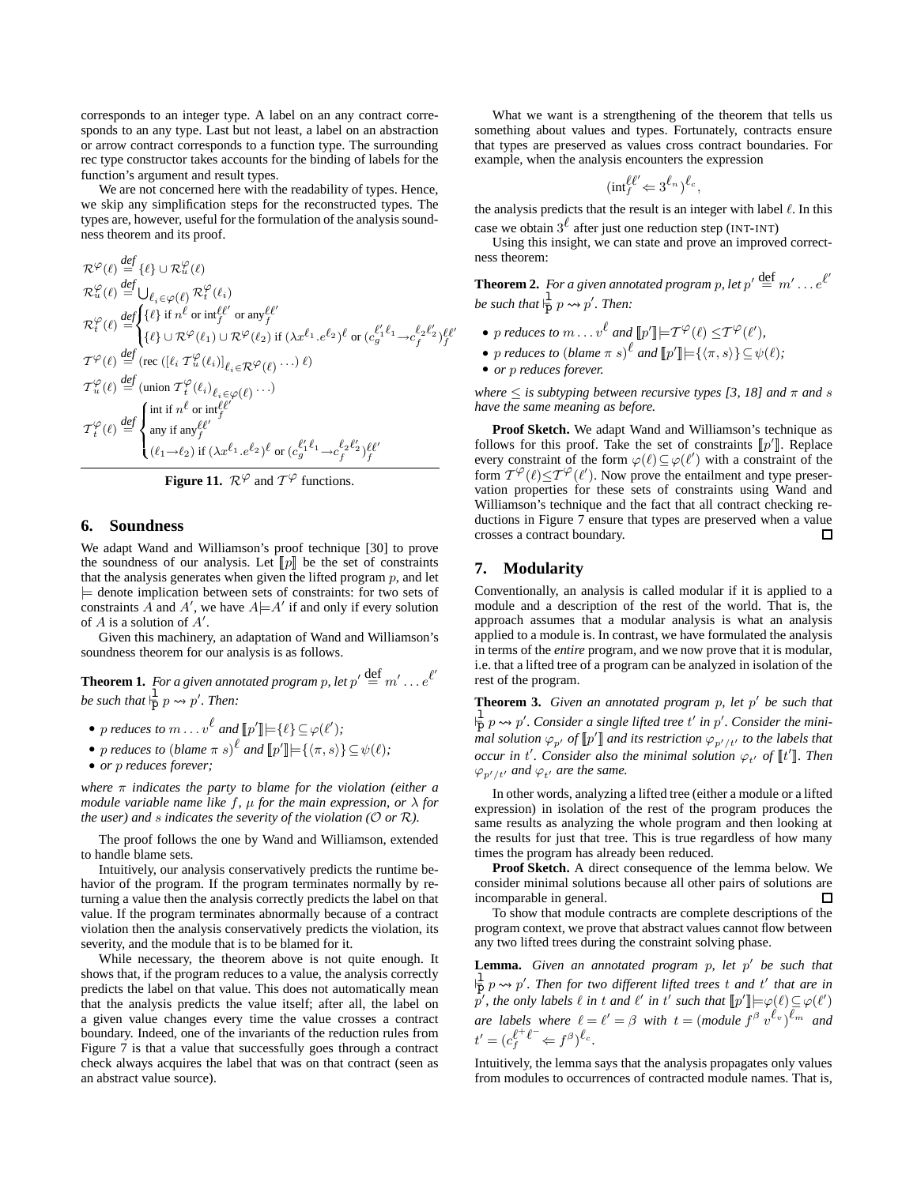corresponds to an integer type. A label on an any contract corresponds to an any type. Last but not least, a label on an abstraction or arrow contract corresponds to a function type. The surrounding rec type constructor takes accounts for the binding of labels for the function's argument and result types.

We are not concerned here with the readability of types. Hence, we skip any simplification steps for the reconstructed types. The types are, however, useful for the formulation of the analysis soundness theorem and its proof.

$$\mathcal{R}^{\varphi}(\ell) \stackrel{def}{=} \{\ell\} \cup \mathcal{R}^{\varphi}_u(\ell)$$

$$\mathcal{R}^{\varphi}_u(\ell) \stackrel{def}{=} \bigcup_{\ell_i \in \varphi(\ell)} \mathcal{R}^{\varphi}_t(\ell_i)$$

$$\mathcal{R}^{\varphi}_t(\ell) \stackrel{def}{=} \begin{cases} \{\ell\} \text{ if } n^{\ell} \text{ or } \text{int}^{\ell\ell'}_f \text{ or } \text{any}^{\ell\ell'}_f \\ \{\ell\} \cup \mathcal{R}^{\varphi}(\ell_1) \cup \mathcal{R}^{\varphi}(\ell_2) \text{ if } (\lambda x^{\ell_1}.e^{\ell_2})^{\ell} \text{ or } (c^{\ell'_1 \ell_1}_g \rightarrow c^{\ell_2 \ell'_2}_f)^{\ell\ell'}_f \end{cases}$$

$$\mathcal{T}^{\varphi}(\ell) \stackrel{def}{=} (\text{rec } ([\ell_i\ \mathcal{T}^{\varphi}_u(\ell_i)]_{\ell_i \in \mathcal{R}^{\varphi}(\ell)} \cdots)\ \ell)$$

$$\mathcal{T}^{\varphi}_u(\ell) \stackrel{def}{=} (\text{union } \mathcal{T}^{\varphi}_t(\ell_i)_{\ell_i \in \varphi(\ell)} \cdots)$$

$$\mathcal{T}^{\varphi}_t(\ell) \stackrel{def}{=} \begin{cases} \text{int if } n^{\ell} \text{ or } \text{int}^{\ell\ell'}_f \\ \text{any if } \text{any}^{\ell\ell'}_f \\ (\ell_1 \rightarrow \ell_2) \text{ if } (\lambda x^{\ell_1}.e^{\ell_2})^{\ell} \text{ or } (c^{\ell'_1 \ell_1}_g \rightarrow c^{\ell_2 \ell'_2}_f)^{\ell\ell'}_f \end{cases}$$

**Figure 11.** $\mathcal{R}^{\varphi}$ and $\mathcal{T}^{\varphi}$ functions.

## 6. Soundness

We adapt Wand and Williamson's proof technique [30] to prove the soundness of our analysis. Let $[\![p]\!]$ be the set of constraints that the analysis generates when given the lifted program $p$, and let $\models$ denote implication between sets of constraints: for two sets of constraints $A$ and $A'$, we have $A \models A'$ if and only if every solution of $A$ is a solution of $A'$.

Given this machinery, an adaptation of Wand and Williamson's soundness theorem for our analysis is as follows.

**Theorem 1.** *For a given annotated program $p$, let $p' \stackrel{\text{def}}{=} m' \ldots e^{\ell'}$ be such that $\vdash^{\mathtt{l}}_{\mathtt{p}} p \rightsquigarrow p'$. Then:*

- *$p$ reduces to $m \ldots v^{\ell}$ and $[\![p']\!] \models \{\ell\} \subseteq \varphi(\ell')$;*
- *$p$ reduces to $(\mathit{blame}\ \pi\ s)^{\ell}$ and $[\![p']\!] \models \{\langle \pi, s\rangle\} \subseteq \psi(\ell)$;*
- *or $p$ reduces forever;*

*where $\pi$ indicates the party to blame for the violation (either a module variable name like $f$, $\mu$ for the main expression, or $\lambda$ for the user) and $s$ indicates the severity of the violation ($\mathcal{O}$ or $\mathcal{R}$).*

The proof follows the one by Wand and Williamson, extended to handle blame sets.

Intuitively, our analysis conservatively predicts the runtime behavior of the program. If the program terminates normally by returning a value then the analysis correctly predicts the label on that value. If the program terminates abnormally because of a contract violation then the analysis conservatively predicts the violation, its severity, and the module that is to be blamed for it.

While necessary, the theorem above is not quite enough. It shows that, if the program reduces to a value, the analysis correctly predicts the label on that value. This does not automatically mean that the analysis predicts the value itself; after all, the label on a given value changes every time the value crosses a contract boundary. Indeed, one of the invariants of the reduction rules from Figure 7 is that a value that successfully goes through a contract check always acquires the label that was on that contract (seen as an abstract value source).

What we want is a strengthening of the theorem that tells us something about values and types. Fortunately, contracts ensure that types are preserved as values cross contract boundaries. For example, when the analysis encounters the expression

$$(\text{int}^{\ell\ell'}_f \Leftarrow 3^{\ell_n})^{\ell_c},$$

the analysis predicts that the result is an integer with label $\ell$. In this case we obtain $3^{\ell}$ after just one reduction step (INT-INT)

Using this insight, we can state and prove an improved correctness theorem:

**Theorem 2.** *For a given annotated program $p$, let $p' \stackrel{\text{def}}{=} m' \ldots e^{\ell'}$ be such that $\vdash^{\mathtt{l}}_{\mathtt{p}} p \rightsquigarrow p'$. Then:*

- *$p$ reduces to $m \ldots v^{\ell}$ and $[\![p']\!] \models \mathcal{T}^{\varphi}(\ell) \leq \mathcal{T}^{\varphi}(\ell')$,*
- *$p$ reduces to $(\mathit{blame}\ \pi\ s)^{\ell}$ and $[\![p']\!] \models \{\langle \pi, s\rangle\} \subseteq \psi(\ell)$;*
- *or $p$ reduces forever.*

*where $\leq$ is subtyping between recursive types [3, 18] and $\pi$ and $s$ have the same meaning as before.*

**Proof Sketch.** We adapt Wand and Williamson's technique as follows for this proof. Take the set of constraints $[\![p']\!]$. Replace every constraint of the form $\varphi(\ell) \subseteq \varphi(\ell')$ with a constraint of the form $\mathcal{T}^{\varphi}(\ell) \leq \mathcal{T}^{\varphi}(\ell')$. Now prove the entailment and type preservation properties for these sets of constraints using Wand and Williamson's technique and the fact that all contract checking reductions in Figure 7 ensure that types are preserved when a value crosses a contract boundary. □

## 7. Modularity

Conventionally, an analysis is called modular if it is applied to a module and a description of the rest of the world. That is, the approach assumes that a modular analysis is what an analysis applied to a module is. In contrast, we have formulated the analysis in terms of the *entire* program, and we now prove that it is modular, i.e. that a lifted tree of a program can be analyzed in isolation of the rest of the program.

**Theorem 3.** *Given an annotated program $p$, let $p'$ be such that $\vdash^{\mathtt{l}}_{\mathtt{p}} p \rightsquigarrow p'$. Consider a single lifted tree $t'$ in $p'$. Consider the minimal solution $\varphi_{p'}$ of $[\![p']\!]$ and its restriction $\varphi_{p'/t'}$ to the labels that occur in $t'$. Consider also the minimal solution $\varphi_{t'}$ of $[\![t']\!]$. Then $\varphi_{p'/t'}$ and $\varphi_{t'}$ are the same.*

In other words, analyzing a lifted tree (either a module or a lifted expression) in isolation of the rest of the program produces the same results as analyzing the whole program and then looking at the results for just that tree. This is true regardless of how many times the program has already been reduced.

**Proof Sketch.** A direct consequence of the lemma below. We consider minimal solutions because all other pairs of solutions are incomparable in general. □

To show that module contracts are complete descriptions of the program context, we prove that abstract values cannot flow between any two lifted trees during the constraint solving phase.

**Lemma.** *Given an annotated program $p$, let $p'$ be such that $\vdash^{\mathtt{l}}_{\mathtt{p}} p \rightsquigarrow p'$. Then for two different lifted trees $t$ and $t'$ that are in $p'$, the only labels $\ell$ in $t$ and $\ell'$ in $t'$ such that $[\![p']\!] \models \varphi(\ell) \subseteq \varphi(\ell')$ are labels where $\ell = \ell' = \beta$ with $t = (\mathit{module}\ f^{\beta}\ v^{\ell_v})^{\ell_m}$ and $t' = (c^{\ell^+\ell^-}_f \Leftarrow f^{\beta})^{\ell_c}$.*

Intuitively, the lemma says that the analysis propagates only values from modules to occurrences of contracted module names. That is,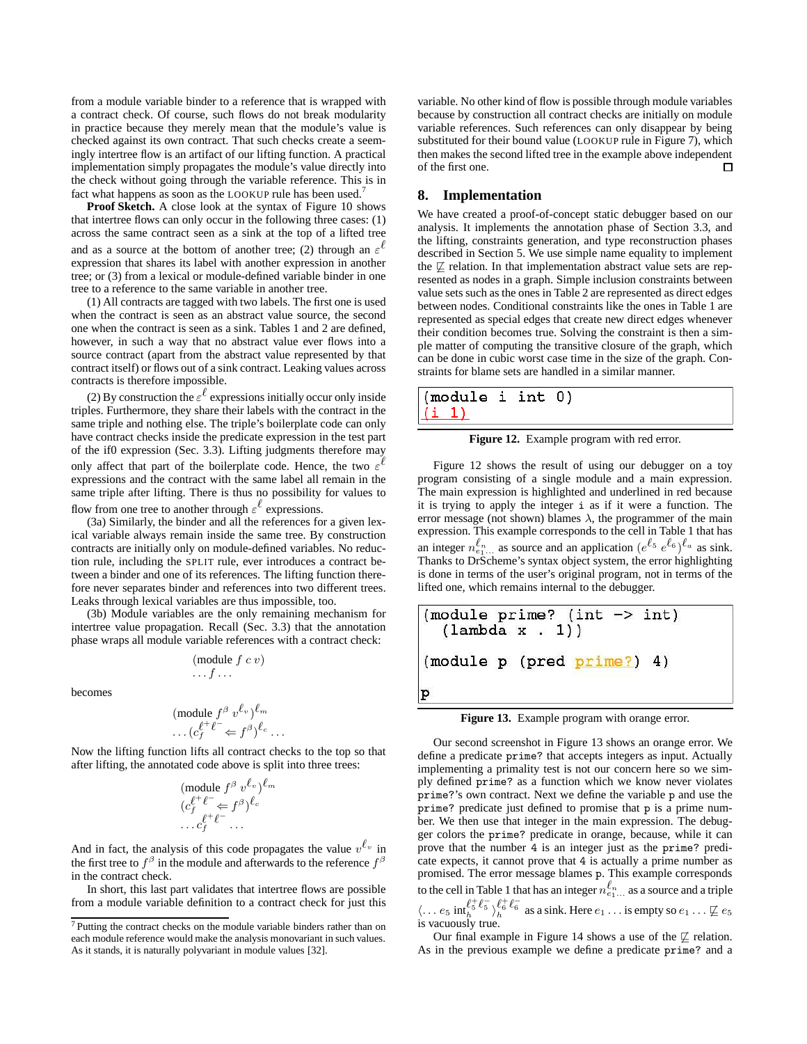from a module variable binder to a reference that is wrapped with a contract check. Of course, such flows do not break modularity in practice because they merely mean that the module's value is checked against its own contract. That such checks create a seemingly intertree flow is an artifact of our lifting function. A practical implementation simply propagates the module's value directly into the check without going through the variable reference. This is in fact what happens as soon as the LOOKUP rule has been used.[7]

**Proof Sketch.** A close look at the syntax of Figure 10 shows that intertree flows can only occur in the following three cases: (1) across the same contract seen as a sink at the top of a lifted tree and as a source at the bottom of another tree; (2) through an $\varepsilon^{\ell}$ expression that shares its label with another expression in another tree; or (3) from a lexical or module-defined variable binder in one tree to a reference to the same variable in another tree.

(1) All contracts are tagged with two labels. The first one is used when the contract is seen as an abstract value source, the second one when the contract is seen as a sink. Tables 1 and 2 are defined, however, in such a way that no abstract value ever flows into a source contract (apart from the abstract value represented by that contract itself) or flows out of a sink contract. Leaking values across contracts is therefore impossible.

(2) By construction the $\varepsilon^{\ell}$ expressions initially occur only inside triples. Furthermore, they share their labels with the contract in the same triple and nothing else. The triple's boilerplate code can only have contract checks inside the predicate expression in the test part of the if0 expression (Sec. 3.3). Lifting judgments therefore may only affect that part of the boilerplate code. Hence, the two $\varepsilon^{\ell}$ expressions and the contract with the same label all remain in the same triple after lifting. There is thus no possibility for values to flow from one tree to another through $\varepsilon^{\ell}$ expressions.

(3a) Similarly, the binder and all the references for a given lexical variable always remain inside the same tree. By construction contracts are initially only on module-defined variables. No reduction rule, including the SPLIT rule, ever introduces a contract between a binder and one of its references. The lifting function therefore never separates binder and references into two different trees. Leaks through lexical variables are thus impossible, too.

(3b) Module variables are the only remaining mechanism for intertree value propagation. Recall (Sec. 3.3) that the annotation phase wraps all module variable references with a contract check:

$$\begin{array}{l}(\text{module } f\ c\ v)\\ \ldots f \ldots\end{array}$$

becomes

$$\begin{array}{l}(\text{module } f^{\beta}\ v^{\ell_v})^{\ell_m}\\ \ldots (c_f^{\ell^+\ell^-} \Leftarrow f^{\beta})^{\ell_c} \ldots\end{array}$$

Now the lifting function lifts all contract checks to the top so that after lifting, the annotated code above is split into three trees:

$$\begin{array}{l}(\text{module } f^{\beta}\ v^{\ell_v})^{\ell_m}\\ (c_f^{\ell^+\ell^-} \Leftarrow f^{\beta})^{\ell_c}\\ \ldots c_f^{\ell^+\ell^-} \ldots\end{array}$$

And in fact, the analysis of this code propagates the value $v^{\ell_v}$ in the first tree to $f^{\beta}$ in the module and afterwards to the reference $f^{\beta}$ in the contract check.

In short, this last part validates that intertree flows are possible from a module variable definition to a contract check for just this variable. No other kind of flow is possible through module variables because by construction all contract checks are initially on module variable references. Such references can only disappear by being substituted for their bound value (LOOKUP rule in Figure 7), which then makes the second lifted tree in the example above independent of the first one. □

[7] Putting the contract checks on the module variable binders rather than on each module reference would make the analysis monovariant in such values. As it stands, it is naturally polyvariant in module values [32].

## 8. Implementation

We have created a proof-of-concept static debugger based on our analysis. It implements the annotation phase of Section 3.3, and the lifting, constraints generation, and type reconstruction phases described in Section 5. We use simple name equality to implement the $\not\sqsubseteq$ relation. In that implementation abstract value sets are represented as nodes in a graph. Simple inclusion constraints between value sets such as the ones in Table 2 are represented as direct edges between nodes. Conditional constraints like the ones in Table 1 are represented as special edges that create new direct edges whenever their condition becomes true. Solving the constraint is then a simple matter of computing the transitive closure of the graph, which can be done in cubic worst case time in the size of the graph. Constraints for blame sets are handled in a similar manner.

```
(module i int 0)
(i 1)
```

**Figure 12.** Example program with red error.

Figure 12 shows the result of using our debugger on a toy program consisting of a single module and a main expression. The main expression is highlighted and underlined in red because it is trying to apply the integer `i` as if it were a function. The error message (not shown) blames $\lambda$, the programmer of the main expression. This example corresponds to the cell in Table 1 that has an integer $n^{\ell_n}_{e_1\ldots}$ as source and an application $(e^{\ell_5}\ e^{\ell_6})^{\ell_a}$ as sink. Thanks to DrScheme's syntax object system, the error highlighting is done in terms of the user's original program, not in terms of the lifted one, which remains internal to the debugger.

```
(module prime? (int -> int)
  (lambda x . 1))

(module p (pred prime?) 4)

p
```

**Figure 13.** Example program with orange error.

Our second screenshot in Figure 13 shows an orange error. We define a predicate `prime?` that accepts integers as input. Actually implementing a primality test is not our concern here so we simply defined `prime?` as a function which we know never violates `prime?`'s own contract. Next we define the variable `p` and use the `prime?` predicate just defined to promise that `p` is a prime number. We then use that integer in the main expression. The debugger colors the `prime?` predicate in orange, because, while it can prove that the number `4` is an integer just as the `prime?` predicate expects, it cannot prove that `4` is actually a prime number as promised. The error message blames `p`. This example corresponds to the cell in Table 1 that has an integer $n^{\ell_n}_{e_1\ldots}$ as a source and a triple $\langle \ldots e_5\ \text{int}_h^{\ell_5^+\ell_5^-}\rangle_h^{\ell_6^+\ell_6^-}$ as a sink. Here $e_1 \ldots$ is empty so $e_1 \ldots \not\sqsubseteq e_5$ is vacuously true.

Our final example in Figure 14 shows a use of the $\not\sqsubseteq$ relation. As in the previous example we define a predicate `prime?` and a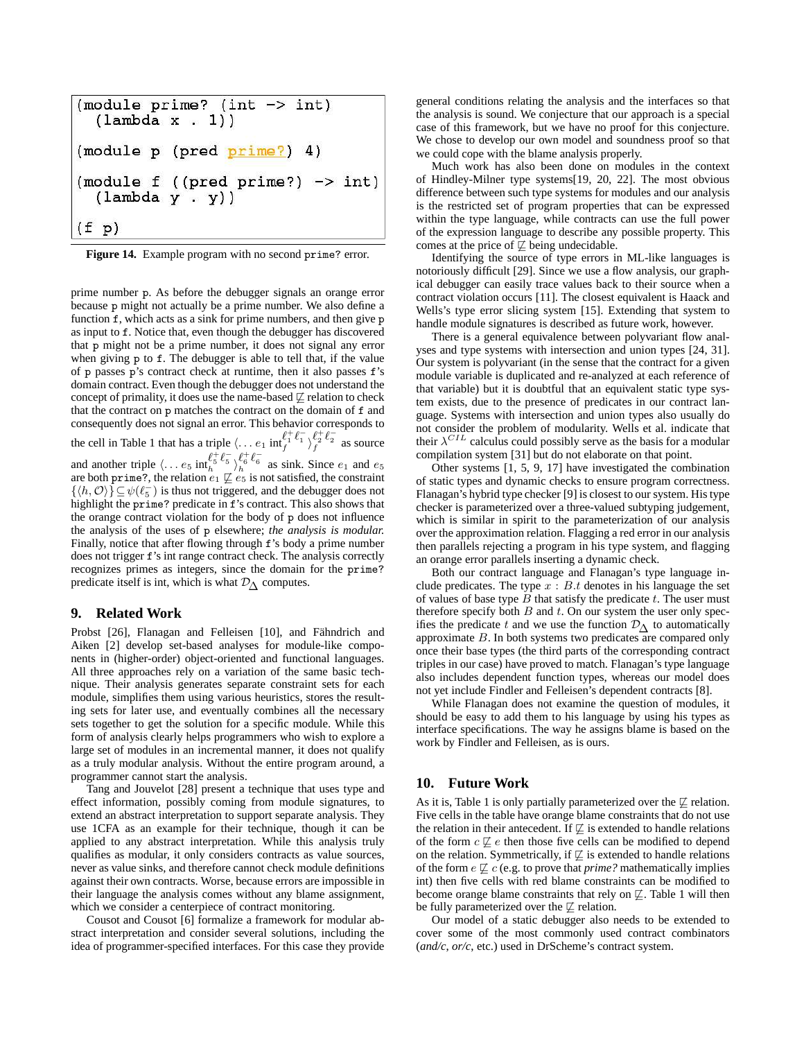```
(module prime? (int -> int)
  (lambda x . 1))

(module p (pred prime?) 4)

(module f ((pred prime?) -> int)
  (lambda y . y))

(f p)
```

**Figure 14.** Example program with no second prime? error.

prime number p. As before the debugger signals an orange error because p might not actually be a prime number. We also define a function f, which acts as a sink for prime numbers, and then give p as input to f. Notice that, even though the debugger has discovered that p might not be a prime number, it does not signal any error when giving p to f. The debugger is able to tell that, if the value of p passes p's contract check at runtime, then it also passes f's domain contract. Even though the debugger does not understand the concept of primality, it does use the name-based $\not\sqsubseteq$ relation to check that the contract on p matches the contract on the domain of f and consequently does not signal an error. This behavior corresponds to the cell in Table 1 that has a triple $\langle \ldots e_1 \text{ int}_f^{\ell_1^+ \ell_1^-} \rangle_f^{\ell_2^+ \ell_2^-}$ as source and another triple $\langle \ldots e_5 \text{ int}_h^{\ell_5^+ \ell_5^-} \rangle_h^{\ell_6^+ \ell_6^-}$ as sink. Since $e_1$ and $e_5$ are both prime?, the relation $e_1 \not\sqsubseteq e_5$ is not satisfied, the constraint $\{\langle h, \mathcal{O} \rangle\} \subseteq \psi(\ell_5^-)$ is thus not triggered, and the debugger does not highlight the prime? predicate in f's contract. This also shows that the orange contract violation for the body of p does not influence the analysis of the uses of p elsewhere; *the analysis is modular.* Finally, notice that after flowing through f's body a prime number does not trigger f's int range contract check. The analysis correctly recognizes primes as integers, since the domain for the prime? predicate itself is int, which is what $\mathcal{D}_\Delta$ computes.

## 9. Related Work

Probst [26], Flanagan and Felleisen [10], and Fähndrich and Aiken [2] develop set-based analyses for module-like components in (higher-order) object-oriented and functional languages. All three approaches rely on a variation of the same basic technique. Their analysis generates separate constraint sets for each module, simplifies them using various heuristics, stores the resulting sets for later use, and eventually combines all the necessary sets together to get the solution for a specific module. While this form of analysis clearly helps programmers who wish to explore a large set of modules in an incremental manner, it does not qualify as a truly modular analysis. Without the entire program around, a programmer cannot start the analysis.

Tang and Jouvelot [28] present a technique that uses type and effect information, possibly coming from module signatures, to extend an abstract interpretation to support separate analysis. They use 1CFA as an example for their technique, though it can be applied to any abstract interpretation. While this analysis truly qualifies as modular, it only considers contracts as value sources, never as value sinks, and therefore cannot check module definitions against their own contracts. Worse, because errors are impossible in their language the analysis comes without any blame assignment, which we consider a centerpiece of contract monitoring.

Cousot and Cousot [6] formalize a framework for modular abstract interpretation and consider several solutions, including the idea of programmer-specified interfaces. For this case they provide general conditions relating the analysis and the interfaces so that the analysis is sound. We conjecture that our approach is a special case of this framework, but we have no proof for this conjecture. We chose to develop our own model and soundness proof so that we could cope with the blame analysis properly.

Much work has also been done on modules in the context of Hindley-Milner type systems[19, 20, 22]. The most obvious difference between such type systems for modules and our analysis is the restricted set of program properties that can be expressed within the type language, while contracts can use the full power of the expression language to describe any possible property. This comes at the price of $\not\sqsubseteq$ being undecidable.

Identifying the source of type errors in ML-like languages is notoriously difficult [29]. Since we use a flow analysis, our graphical debugger can easily trace values back to their source when a contract violation occurs [11]. The closest equivalent is Haack and Wells's type error slicing system [15]. Extending that system to handle module signatures is described as future work, however.

There is a general equivalence between polyvariant flow analyses and type systems with intersection and union types [24, 31]. Our system is polyvariant (in the sense that the contract for a given module variable is duplicated and re-analyzed at each reference of that variable) but it is doubtful that an equivalent static type system exists, due to the presence of predicates in our contract language. Systems with intersection and union types also usually do not consider the problem of modularity. Wells et al. indicate that their $\lambda^{CIL}$ calculus could possibly serve as the basis for a modular compilation system [31] but do not elaborate on that point.

Other systems [1, 5, 9, 17] have investigated the combination of static types and dynamic checks to ensure program correctness. Flanagan's hybrid type checker [9] is closest to our system. His type checker is parameterized over a three-valued subtyping judgement, which is similar in spirit to the parameterization of our analysis over the approximation relation. Flagging a red error in our analysis then parallels rejecting a program in his type system, and flagging an orange error parallels inserting a dynamic check.

Both our contract language and Flanagan's type language include predicates. The type $x : B.t$ denotes in his language the set of values of base type $B$ that satisfy the predicate $t$. The user must therefore specify both $B$ and $t$. On our system the user only specifies the predicate $t$ and we use the function $\mathcal{D}_\Delta$ to automatically approximate $B$. In both systems two predicates are compared only once their base types (the third parts of the corresponding contract triples in our case) have proved to match. Flanagan's type language also includes dependent function types, whereas our model does not yet include Findler and Felleisen's dependent contracts [8].

While Flanagan does not examine the question of modules, it should be easy to add them to his language by using his types as interface specifications. The way he assigns blame is based on the work by Findler and Felleisen, as is ours.

## 10. Future Work

As it is, Table 1 is only partially parameterized over the $\not\sqsubseteq$ relation. Five cells in the table have orange blame constraints that do not use the relation in their antecedent. If $\not\sqsubseteq$ is extended to handle relations of the form $c \not\sqsubseteq e$ then those five cells can be modified to depend on the relation. Symmetrically, if $\not\sqsubseteq$ is extended to handle relations of the form $e \not\sqsubseteq c$ (e.g. to prove that *prime?* mathematically implies int) then five cells with red blame constraints can be modified to become orange blame constraints that rely on $\not\sqsubseteq$. Table 1 will then be fully parameterized over the $\not\sqsubseteq$ relation.

Our model of a static debugger also needs to be extended to cover some of the most commonly used contract combinators (*and/c*, *or/c*, etc.) used in DrScheme's contract system.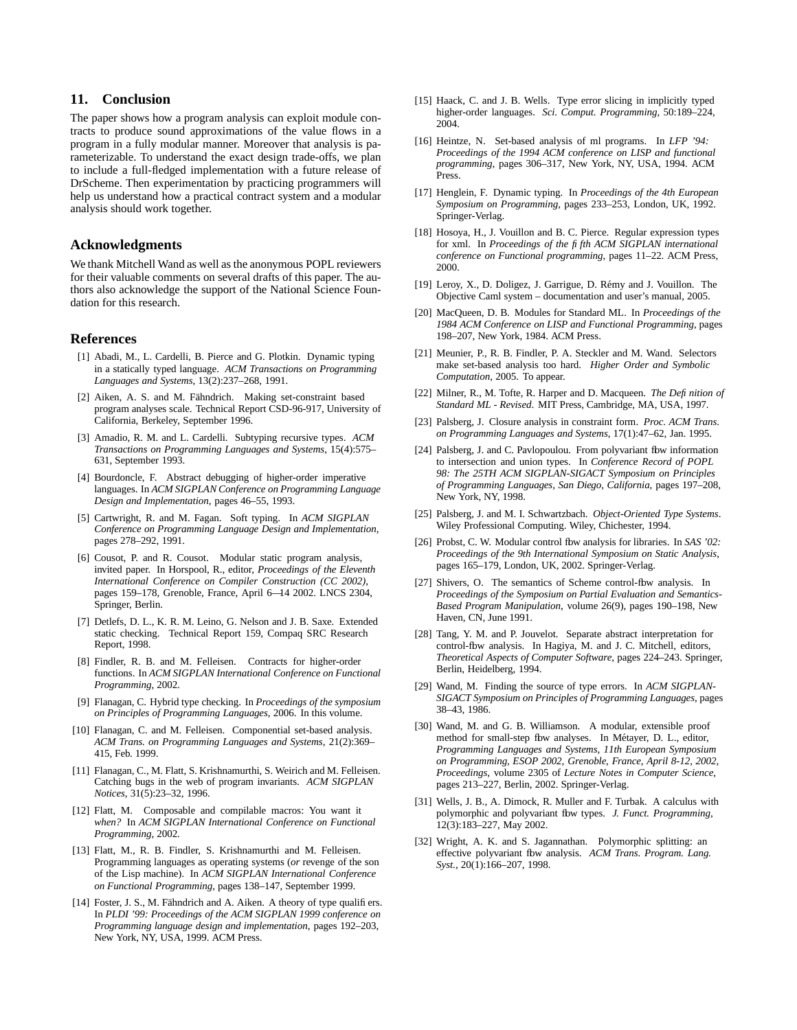## 11. Conclusion

The paper shows how a program analysis can exploit module contracts to produce sound approximations of the value flows in a program in a fully modular manner. Moreover that analysis is parameterizable. To understand the exact design trade-offs, we plan to include a full-fledged implementation with a future release of DrScheme. Then experimentation by practicing programmers will help us understand how a practical contract system and a modular analysis should work together.

## Acknowledgments

We thank Mitchell Wand as well as the anonymous POPL reviewers for their valuable comments on several drafts of this paper. The authors also acknowledge the support of the National Science Foundation for this research.

## References

[1] Abadi, M., L. Cardelli, B. Pierce and G. Plotkin. Dynamic typing in a statically typed language. *ACM Transactions on Programming Languages and Systems*, 13(2):237–268, 1991.

[2] Aiken, A. S. and M. Fähndrich. Making set-constraint based program analyses scale. Technical Report CSD-96-917, University of California, Berkeley, September 1996.

[3] Amadio, R. M. and L. Cardelli. Subtyping recursive types. *ACM Transactions on Programming Languages and Systems*, 15(4):575–631, September 1993.

[4] Bourdoncle, F. Abstract debugging of higher-order imperative languages. In *ACM SIGPLAN Conference on Programming Language Design and Implementation*, pages 46–55, 1993.

[5] Cartwright, R. and M. Fagan. Soft typing. In *ACM SIGPLAN Conference on Programming Language Design and Implementation*, pages 278–292, 1991.

[6] Cousot, P. and R. Cousot. Modular static program analysis, invited paper. In Horspool, R., editor, *Proceedings of the Eleventh International Conference on Compiler Construction (CC 2002)*, pages 159–178, Grenoble, France, April 6—14 2002. LNCS 2304, Springer, Berlin.

[7] Detlefs, D. L., K. R. M. Leino, G. Nelson and J. B. Saxe. Extended static checking. Technical Report 159, Compaq SRC Research Report, 1998.

[8] Findler, R. B. and M. Felleisen. Contracts for higher-order functions. In *ACM SIGPLAN International Conference on Functional Programming*, 2002.

[9] Flanagan, C. Hybrid type checking. In *Proceedings of the symposium on Principles of Programming Languages*, 2006. In this volume.

[10] Flanagan, C. and M. Felleisen. Componential set-based analysis. *ACM Trans. on Programming Languages and Systems*, 21(2):369–415, Feb. 1999.

[11] Flanagan, C., M. Flatt, S. Krishnamurthi, S. Weirich and M. Felleisen. Catching bugs in the web of program invariants. *ACM SIGPLAN Notices*, 31(5):23–32, 1996.

[12] Flatt, M. Composable and compilable macros: You want it *when?* In *ACM SIGPLAN International Conference on Functional Programming*, 2002.

[13] Flatt, M., R. B. Findler, S. Krishnamurthi and M. Felleisen. Programming languages as operating systems (*or* revenge of the son of the Lisp machine). In *ACM SIGPLAN International Conference on Functional Programming*, pages 138–147, September 1999.

[14] Foster, J. S., M. Fähndrich and A. Aiken. A theory of type qualifiers. In *PLDI '99: Proceedings of the ACM SIGPLAN 1999 conference on Programming language design and implementation*, pages 192–203, New York, NY, USA, 1999. ACM Press.

[15] Haack, C. and J. B. Wells. Type error slicing in implicitly typed higher-order languages. *Sci. Comput. Programming*, 50:189–224, 2004.

[16] Heintze, N. Set-based analysis of ml programs. In *LFP '94: Proceedings of the 1994 ACM conference on LISP and functional programming*, pages 306–317, New York, NY, USA, 1994. ACM Press.

[17] Henglein, F. Dynamic typing. In *Proceedings of the 4th European Symposium on Programming*, pages 233–253, London, UK, 1992. Springer-Verlag.

[18] Hosoya, H., J. Vouillon and B. C. Pierce. Regular expression types for xml. In *Proceedings of the fifth ACM SIGPLAN international conference on Functional programming*, pages 11–22. ACM Press, 2000.

[19] Leroy, X., D. Doligez, J. Garrigue, D. Rémy and J. Vouillon. The Objective Caml system – documentation and user's manual, 2005.

[20] MacQueen, D. B. Modules for Standard ML. In *Proceedings of the 1984 ACM Conference on LISP and Functional Programming*, pages 198–207, New York, 1984. ACM Press.

[21] Meunier, P., R. B. Findler, P. A. Steckler and M. Wand. Selectors make set-based analysis too hard. *Higher Order and Symbolic Computation*, 2005. To appear.

[22] Milner, R., M. Tofte, R. Harper and D. Macqueen. *The Definition of Standard ML - Revised*. MIT Press, Cambridge, MA, USA, 1997.

[23] Palsberg, J. Closure analysis in constraint form. *Proc. ACM Trans. on Programming Languages and Systems*, 17(1):47–62, Jan. 1995.

[24] Palsberg, J. and C. Pavlopoulou. From polyvariant flow information to intersection and union types. In *Conference Record of POPL 98: The 25TH ACM SIGPLAN-SIGACT Symposium on Principles of Programming Languages, San Diego, California*, pages 197–208, New York, NY, 1998.

[25] Palsberg, J. and M. I. Schwartzbach. *Object-Oriented Type Systems*. Wiley Professional Computing. Wiley, Chichester, 1994.

[26] Probst, C. W. Modular control flow analysis for libraries. In *SAS '02: Proceedings of the 9th International Symposium on Static Analysis*, pages 165–179, London, UK, 2002. Springer-Verlag.

[27] Shivers, O. The semantics of Scheme control-flow analysis. In *Proceedings of the Symposium on Partial Evaluation and Semantics-Based Program Manipulation*, volume 26(9), pages 190–198, New Haven, CN, June 1991.

[28] Tang, Y. M. and P. Jouvelot. Separate abstract interpretation for control-flow analysis. In Hagiya, M. and J. C. Mitchell, editors, *Theoretical Aspects of Computer Software*, pages 224–243. Springer, Berlin, Heidelberg, 1994.

[29] Wand, M. Finding the source of type errors. In *ACM SIGPLAN-SIGACT Symposium on Principles of Programming Languages*, pages 38–43, 1986.

[30] Wand, M. and G. B. Williamson. A modular, extensible proof method for small-step flow analyses. In Métayer, D. L., editor, *Programming Languages and Systems, 11th European Symposium on Programming, ESOP 2002, Grenoble, France, April 8-12, 2002, Proceedings*, volume 2305 of *Lecture Notes in Computer Science*, pages 213–227, Berlin, 2002. Springer-Verlag.

[31] Wells, J. B., A. Dimock, R. Muller and F. Turbak. A calculus with polymorphic and polyvariant flow types. *J. Funct. Programming*, 12(3):183–227, May 2002.

[32] Wright, A. K. and S. Jagannathan. Polymorphic splitting: an effective polyvariant flow analysis. *ACM Trans. Program. Lang. Syst.*, 20(1):166–207, 1998.